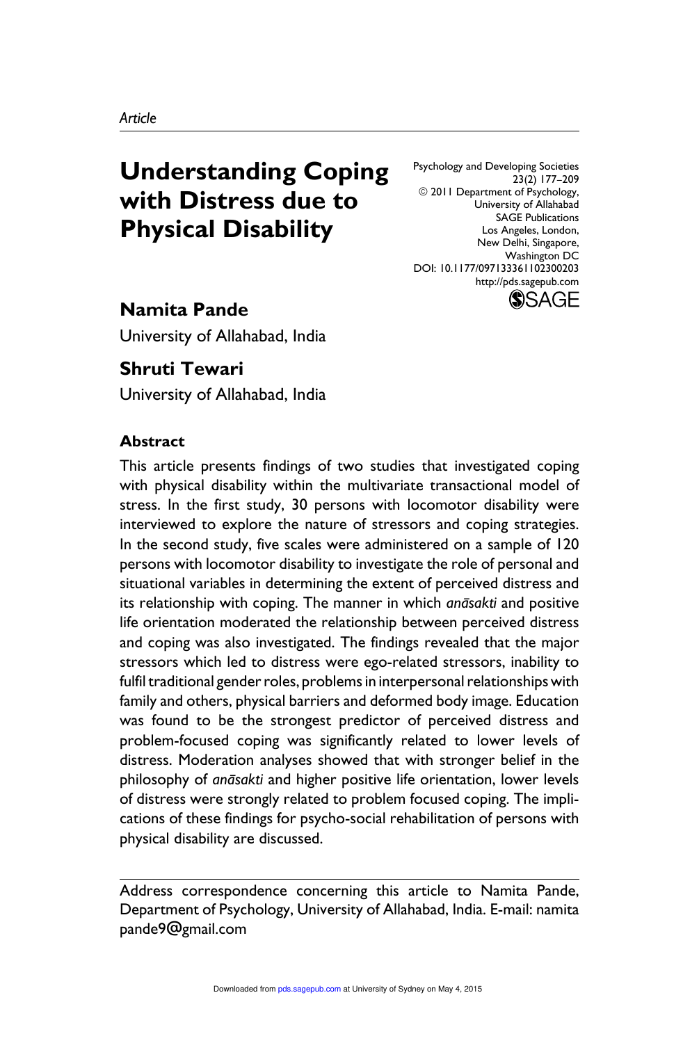*Article*

# Understanding Coping with Distress due to Physical Disability

Psychology and Developing Societies
23(2) 177–209
© 2011 Department of Psychology, University of Allahabad
SAGE Publications
Los Angeles, London, New Delhi, Singapore, Washington DC
DOI: 10.1177/097133361102300203
http://pds.sagepub.com

**Namita Pande**
University of Allahabad, India

**Shruti Tewari**
University of Allahabad, India

### Abstract

This article presents findings of two studies that investigated coping with physical disability within the multivariate transactional model of stress. In the first study, 30 persons with locomotor disability were interviewed to explore the nature of stressors and coping strategies. In the second study, five scales were administered on a sample of 120 persons with locomotor disability to investigate the role of personal and situational variables in determining the extent of perceived distress and its relationship with coping. The manner in which *anāsakti* and positive life orientation moderated the relationship between perceived distress and coping was also investigated. The findings revealed that the major stressors which led to distress were ego-related stressors, inability to fulfil traditional gender roles, problems in interpersonal relationships with family and others, physical barriers and deformed body image. Education was found to be the strongest predictor of perceived distress and problem-focused coping was significantly related to lower levels of distress. Moderation analyses showed that with stronger belief in the philosophy of *anāsakti* and higher positive life orientation, lower levels of distress were strongly related to problem focused coping. The implications of these findings for psycho-social rehabilitation of persons with physical disability are discussed.

---

Address correspondence concerning this article to Namita Pande, Department of Psychology, University of Allahabad, India. E-mail: namitapande9@gmail.com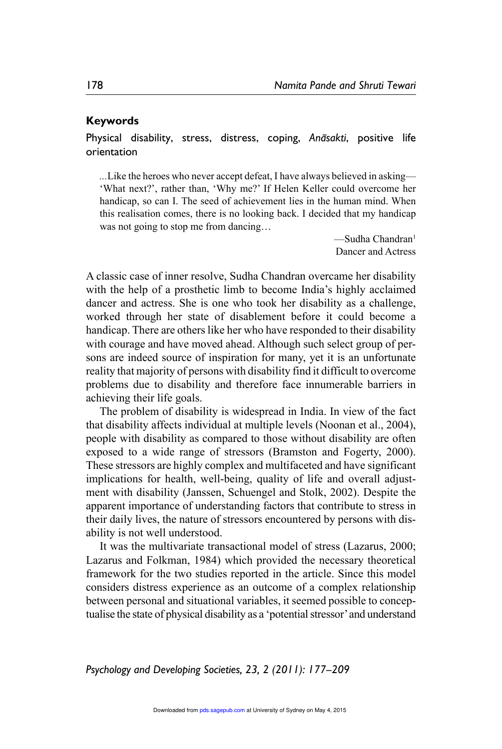**Keywords**

Physical disability, stress, distress, coping, *Anāsakti*, positive life orientation

> ...Like the heroes who never accept defeat, I have always believed in asking—'What next?', rather than, 'Why me?' If Helen Keller could overcome her handicap, so can I. The seed of achievement lies in the human mind. When this realisation comes, there is no looking back. I decided that my handicap was not going to stop me from dancing…
>
> —Sudha Chandran[1]
> Dancer and Actress

A classic case of inner resolve, Sudha Chandran overcame her disability with the help of a prosthetic limb to become India's highly acclaimed dancer and actress. She is one who took her disability as a challenge, worked through her state of disablement before it could become a handicap. There are others like her who have responded to their disability with courage and have moved ahead. Although such select group of persons are indeed source of inspiration for many, yet it is an unfortunate reality that majority of persons with disability find it difficult to overcome problems due to disability and therefore face innumerable barriers in achieving their life goals.

The problem of disability is widespread in India. In view of the fact that disability affects individual at multiple levels (Noonan et al., 2004), people with disability as compared to those without disability are often exposed to a wide range of stressors (Bramston and Fogerty, 2000). These stressors are highly complex and multifaceted and have significant implications for health, well-being, quality of life and overall adjustment with disability (Janssen, Schuengel and Stolk, 2002). Despite the apparent importance of understanding factors that contribute to stress in their daily lives, the nature of stressors encountered by persons with disability is not well understood.

It was the multivariate transactional model of stress (Lazarus, 2000; Lazarus and Folkman, 1984) which provided the necessary theoretical framework for the two studies reported in the article. Since this model considers distress experience as an outcome of a complex relationship between personal and situational variables, it seemed possible to conceptualise the state of physical disability as a 'potential stressor' and understand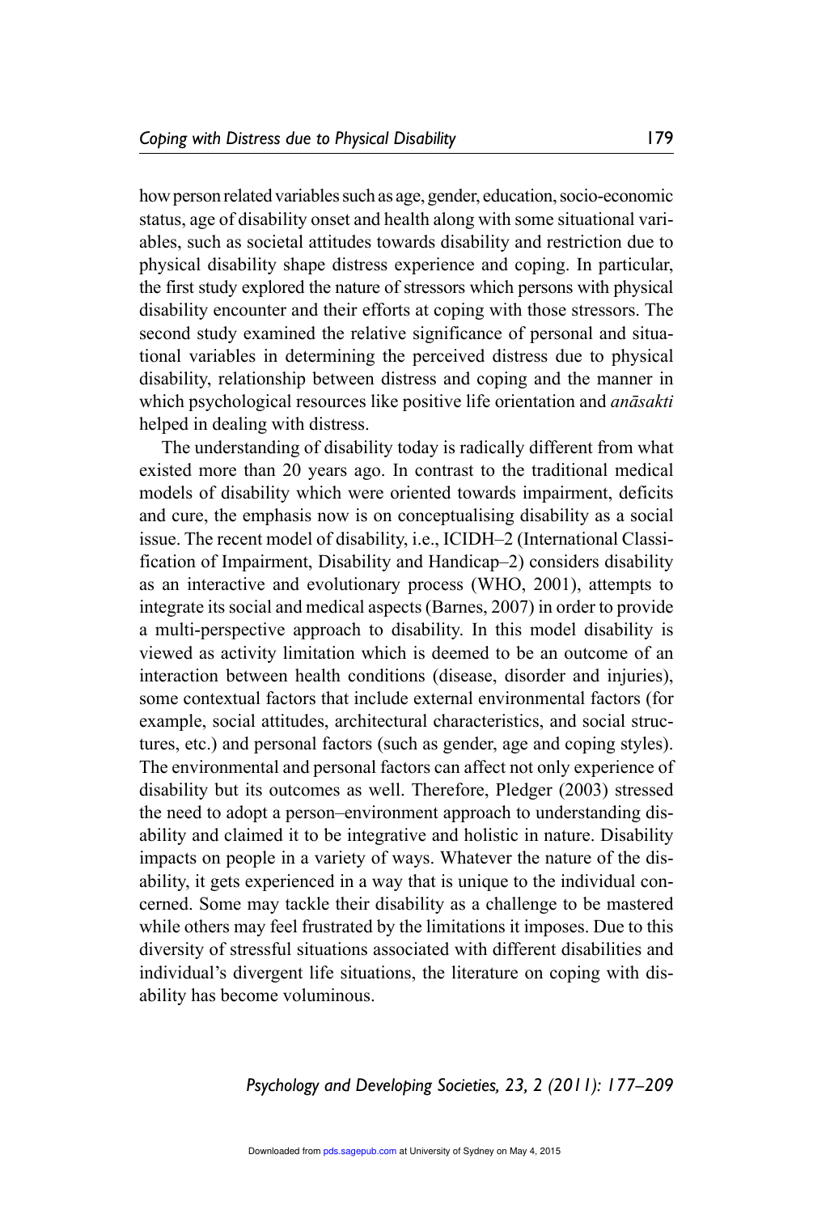how person related variables such as age, gender, education, socio-economic status, age of disability onset and health along with some situational variables, such as societal attitudes towards disability and restriction due to physical disability shape distress experience and coping. In particular, the first study explored the nature of stressors which persons with physical disability encounter and their efforts at coping with those stressors. The second study examined the relative significance of personal and situational variables in determining the perceived distress due to physical disability, relationship between distress and coping and the manner in which psychological resources like positive life orientation and *anāsakti* helped in dealing with distress.

The understanding of disability today is radically different from what existed more than 20 years ago. In contrast to the traditional medical models of disability which were oriented towards impairment, deficits and cure, the emphasis now is on conceptualising disability as a social issue. The recent model of disability, i.e., ICIDH–2 (International Classification of Impairment, Disability and Handicap–2) considers disability as an interactive and evolutionary process (WHO, 2001), attempts to integrate its social and medical aspects (Barnes, 2007) in order to provide a multi-perspective approach to disability. In this model disability is viewed as activity limitation which is deemed to be an outcome of an interaction between health conditions (disease, disorder and injuries), some contextual factors that include external environmental factors (for example, social attitudes, architectural characteristics, and social structures, etc.) and personal factors (such as gender, age and coping styles). The environmental and personal factors can affect not only experience of disability but its outcomes as well. Therefore, Pledger (2003) stressed the need to adopt a person–environment approach to understanding disability and claimed it to be integrative and holistic in nature. Disability impacts on people in a variety of ways. Whatever the nature of the disability, it gets experienced in a way that is unique to the individual concerned. Some may tackle their disability as a challenge to be mastered while others may feel frustrated by the limitations it imposes. Due to this diversity of stressful situations associated with different disabilities and individual's divergent life situations, the literature on coping with disability has become voluminous.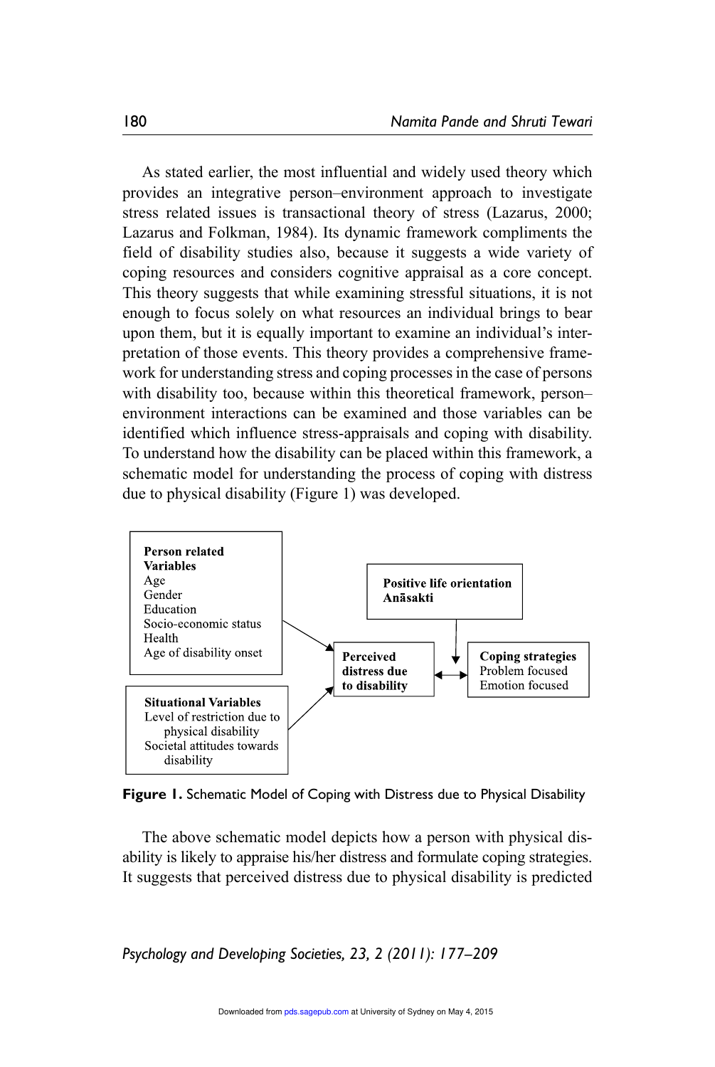As stated earlier, the most influential and widely used theory which provides an integrative person–environment approach to investigate stress related issues is transactional theory of stress (Lazarus, 2000; Lazarus and Folkman, 1984). Its dynamic framework compliments the field of disability studies also, because it suggests a wide variety of coping resources and considers cognitive appraisal as a core concept. This theory suggests that while examining stressful situations, it is not enough to focus solely on what resources an individual brings to bear upon them, but it is equally important to examine an individual's interpretation of those events. This theory provides a comprehensive framework for understanding stress and coping processes in the case of persons with disability too, because within this theoretical framework, person–environment interactions can be examined and those variables can be identified which influence stress-appraisals and coping with disability. To understand how the disability can be placed within this framework, a schematic model for understanding the process of coping with distress due to physical disability (Figure 1) was developed.

**Person related Variables**
Age
Gender
Education
Socio-economic status
Health
Age of disability onset

**Situational Variables**
Level of restriction due to physical disability
Societal attitudes towards disability

**Positive life orientation Anāsakti**

**Perceived distress due to disability**

**Coping strategies**
Problem focused
Emotion focused

**Figure 1.** Schematic Model of Coping with Distress due to Physical Disability

The above schematic model depicts how a person with physical disability is likely to appraise his/her distress and formulate coping strategies. It suggests that perceived distress due to physical disability is predicted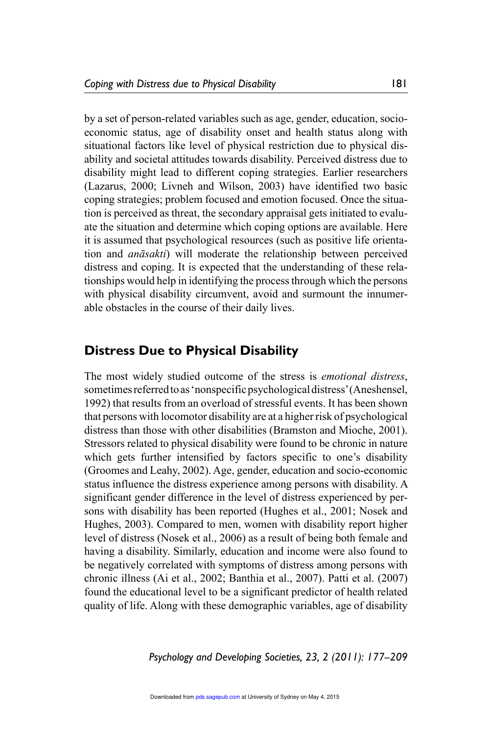by a set of person-related variables such as age, gender, education, socio-economic status, age of disability onset and health status along with situational factors like level of physical restriction due to physical disability and societal attitudes towards disability. Perceived distress due to disability might lead to different coping strategies. Earlier researchers (Lazarus, 2000; Livneh and Wilson, 2003) have identified two basic coping strategies; problem focused and emotion focused. Once the situation is perceived as threat, the secondary appraisal gets initiated to evaluate the situation and determine which coping options are available. Here it is assumed that psychological resources (such as positive life orientation and *anāsakti*) will moderate the relationship between perceived distress and coping. It is expected that the understanding of these relationships would help in identifying the process through which the persons with physical disability circumvent, avoid and surmount the innumerable obstacles in the course of their daily lives.

## Distress Due to Physical Disability

The most widely studied outcome of the stress is *emotional distress*, sometimes referred to as 'nonspecific psychological distress' (Aneshensel, 1992) that results from an overload of stressful events. It has been shown that persons with locomotor disability are at a higher risk of psychological distress than those with other disabilities (Bramston and Mioche, 2001). Stressors related to physical disability were found to be chronic in nature which gets further intensified by factors specific to one's disability (Groomes and Leahy, 2002). Age, gender, education and socio-economic status influence the distress experience among persons with disability. A significant gender difference in the level of distress experienced by persons with disability has been reported (Hughes et al., 2001; Nosek and Hughes, 2003). Compared to men, women with disability report higher level of distress (Nosek et al., 2006) as a result of being both female and having a disability. Similarly, education and income were also found to be negatively correlated with symptoms of distress among persons with chronic illness (Ai et al., 2002; Banthia et al., 2007). Patti et al. (2007) found the educational level to be a significant predictor of health related quality of life. Along with these demographic variables, age of disability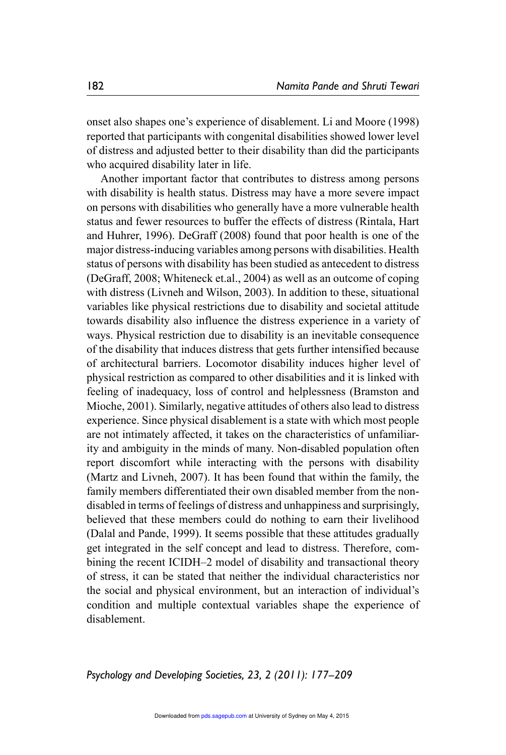onset also shapes one's experience of disablement. Li and Moore (1998) reported that participants with congenital disabilities showed lower level of distress and adjusted better to their disability than did the participants who acquired disability later in life.

Another important factor that contributes to distress among persons with disability is health status. Distress may have a more severe impact on persons with disabilities who generally have a more vulnerable health status and fewer resources to buffer the effects of distress (Rintala, Hart and Huhrer, 1996). DeGraff (2008) found that poor health is one of the major distress-inducing variables among persons with disabilities. Health status of persons with disability has been studied as antecedent to distress (DeGraff, 2008; Whiteneck et.al., 2004) as well as an outcome of coping with distress (Livneh and Wilson, 2003). In addition to these, situational variables like physical restrictions due to disability and societal attitude towards disability also influence the distress experience in a variety of ways. Physical restriction due to disability is an inevitable consequence of the disability that induces distress that gets further intensified because of architectural barriers. Locomotor disability induces higher level of physical restriction as compared to other disabilities and it is linked with feeling of inadequacy, loss of control and helplessness (Bramston and Mioche, 2001). Similarly, negative attitudes of others also lead to distress experience. Since physical disablement is a state with which most people are not intimately affected, it takes on the characteristics of unfamiliarity and ambiguity in the minds of many. Non-disabled population often report discomfort while interacting with the persons with disability (Martz and Livneh, 2007). It has been found that within the family, the family members differentiated their own disabled member from the non-disabled in terms of feelings of distress and unhappiness and surprisingly, believed that these members could do nothing to earn their livelihood (Dalal and Pande, 1999). It seems possible that these attitudes gradually get integrated in the self concept and lead to distress. Therefore, combining the recent ICIDH–2 model of disability and transactional theory of stress, it can be stated that neither the individual characteristics nor the social and physical environment, but an interaction of individual's condition and multiple contextual variables shape the experience of disablement.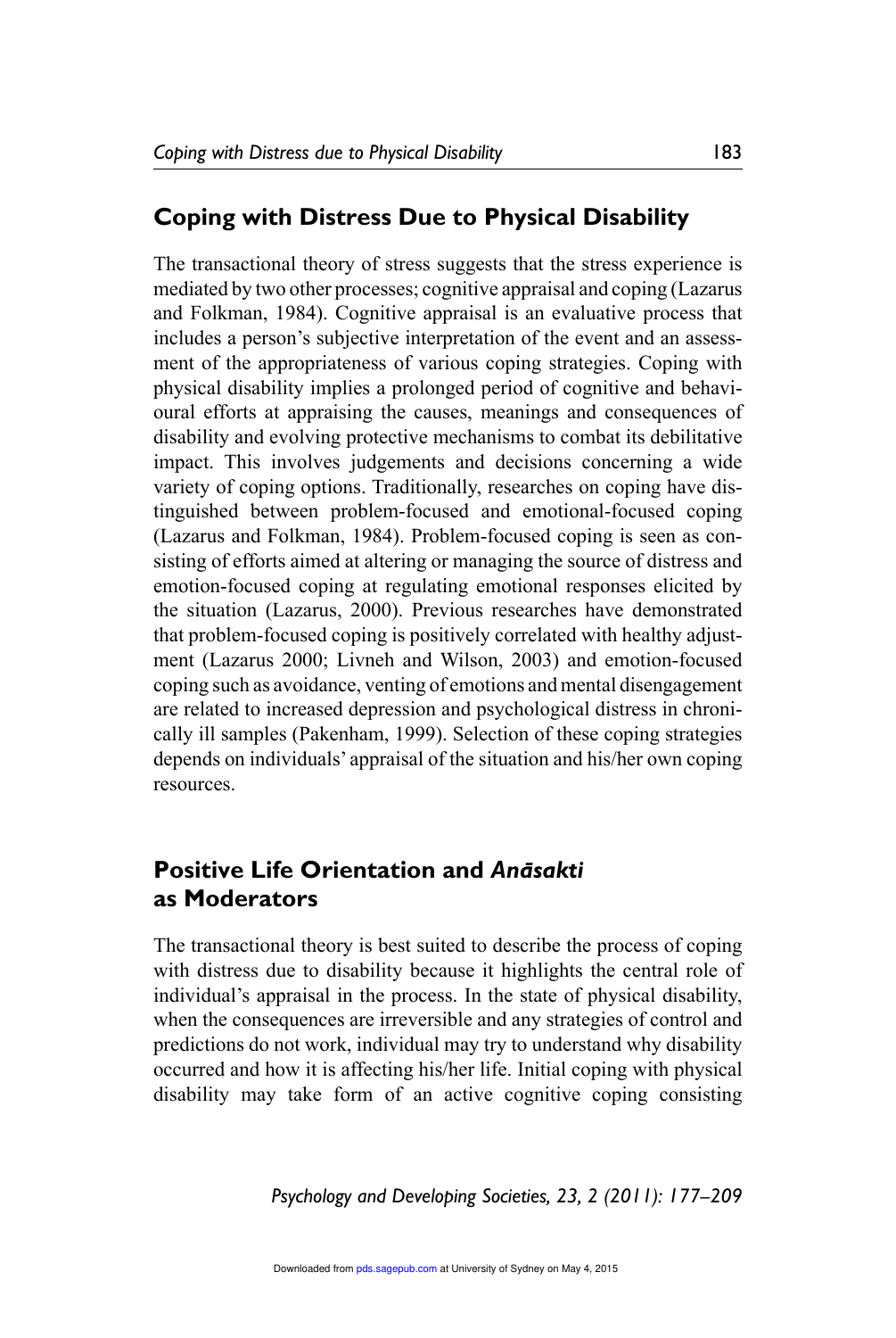## Coping with Distress Due to Physical Disability

The transactional theory of stress suggests that the stress experience is mediated by two other processes; cognitive appraisal and coping (Lazarus and Folkman, 1984). Cognitive appraisal is an evaluative process that includes a person's subjective interpretation of the event and an assessment of the appropriateness of various coping strategies. Coping with physical disability implies a prolonged period of cognitive and behavioural efforts at appraising the causes, meanings and consequences of disability and evolving protective mechanisms to combat its debilitative impact. This involves judgements and decisions concerning a wide variety of coping options. Traditionally, researches on coping have distinguished between problem-focused and emotional-focused coping (Lazarus and Folkman, 1984). Problem-focused coping is seen as consisting of efforts aimed at altering or managing the source of distress and emotion-focused coping at regulating emotional responses elicited by the situation (Lazarus, 2000). Previous researches have demonstrated that problem-focused coping is positively correlated with healthy adjustment (Lazarus 2000; Livneh and Wilson, 2003) and emotion-focused coping such as avoidance, venting of emotions and mental disengagement are related to increased depression and psychological distress in chronically ill samples (Pakenham, 1999). Selection of these coping strategies depends on individuals' appraisal of the situation and his/her own coping resources.

## Positive Life Orientation and *Anāsakti* as Moderators

The transactional theory is best suited to describe the process of coping with distress due to disability because it highlights the central role of individual's appraisal in the process. In the state of physical disability, when the consequences are irreversible and any strategies of control and predictions do not work, individual may try to understand why disability occurred and how it is affecting his/her life. Initial coping with physical disability may take form of an active cognitive coping consisting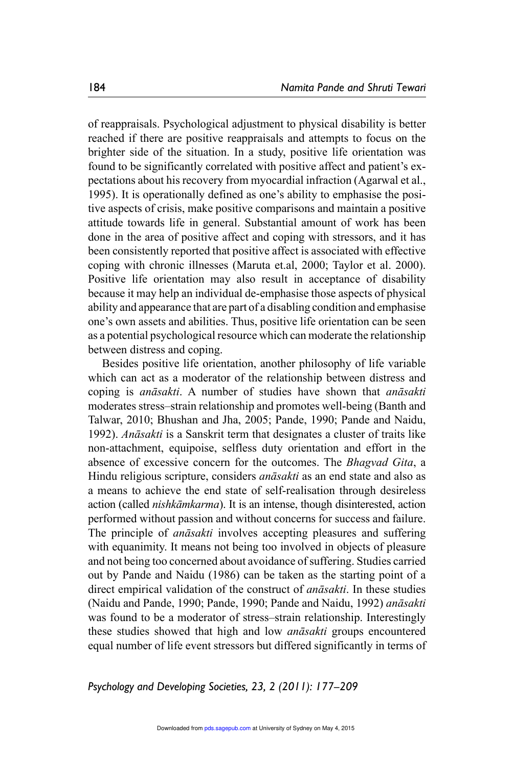of reappraisals. Psychological adjustment to physical disability is better reached if there are positive reappraisals and attempts to focus on the brighter side of the situation. In a study, positive life orientation was found to be significantly correlated with positive affect and patient's expectations about his recovery from myocardial infraction (Agarwal et al., 1995). It is operationally defined as one's ability to emphasise the positive aspects of crisis, make positive comparisons and maintain a positive attitude towards life in general. Substantial amount of work has been done in the area of positive affect and coping with stressors, and it has been consistently reported that positive affect is associated with effective coping with chronic illnesses (Maruta et.al, 2000; Taylor et al. 2000). Positive life orientation may also result in acceptance of disability because it may help an individual de-emphasise those aspects of physical ability and appearance that are part of a disabling condition and emphasise one's own assets and abilities. Thus, positive life orientation can be seen as a potential psychological resource which can moderate the relationship between distress and coping.

Besides positive life orientation, another philosophy of life variable which can act as a moderator of the relationship between distress and coping is *anāsakti*. A number of studies have shown that *anāsakti* moderates stress–strain relationship and promotes well-being (Banth and Talwar, 2010; Bhushan and Jha, 2005; Pande, 1990; Pande and Naidu, 1992). *Anāsakti* is a Sanskrit term that designates a cluster of traits like non-attachment, equipoise, selfless duty orientation and effort in the absence of excessive concern for the outcomes. The *Bhagvad Gita*, a Hindu religious scripture, considers *anāsakti* as an end state and also as a means to achieve the end state of self-realisation through desireless action (called *nishkāmkarma*). It is an intense, though disinterested, action performed without passion and without concerns for success and failure. The principle of *anāsakti* involves accepting pleasures and suffering with equanimity. It means not being too involved in objects of pleasure and not being too concerned about avoidance of suffering. Studies carried out by Pande and Naidu (1986) can be taken as the starting point of a direct empirical validation of the construct of *anāsakti*. In these studies (Naidu and Pande, 1990; Pande, 1990; Pande and Naidu, 1992) *anāsakti* was found to be a moderator of stress–strain relationship. Interestingly these studies showed that high and low *anāsakti* groups encountered equal number of life event stressors but differed significantly in terms of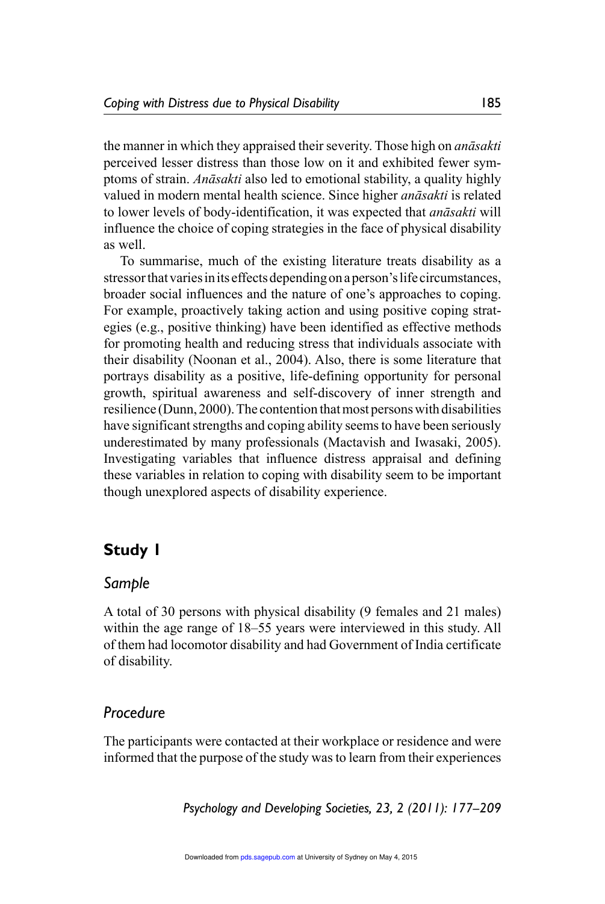the manner in which they appraised their severity. Those high on *anāsakti* perceived lesser distress than those low on it and exhibited fewer symptoms of strain. *Anāsakti* also led to emotional stability, a quality highly valued in modern mental health science. Since higher *anāsakti* is related to lower levels of body-identification, it was expected that *anāsakti* will influence the choice of coping strategies in the face of physical disability as well.

To summarise, much of the existing literature treats disability as a stressor that varies in its effects depending on a person's life circumstances, broader social influences and the nature of one's approaches to coping. For example, proactively taking action and using positive coping strategies (e.g., positive thinking) have been identified as effective methods for promoting health and reducing stress that individuals associate with their disability (Noonan et al., 2004). Also, there is some literature that portrays disability as a positive, life-defining opportunity for personal growth, spiritual awareness and self-discovery of inner strength and resilience (Dunn, 2000). The contention that most persons with disabilities have significant strengths and coping ability seems to have been seriously underestimated by many professionals (Mactavish and Iwasaki, 2005). Investigating variables that influence distress appraisal and defining these variables in relation to coping with disability seem to be important though unexplored aspects of disability experience.

## Study 1

### Sample

A total of 30 persons with physical disability (9 females and 21 males) within the age range of 18–55 years were interviewed in this study. All of them had locomotor disability and had Government of India certificate of disability.

### Procedure

The participants were contacted at their workplace or residence and were informed that the purpose of the study was to learn from their experiences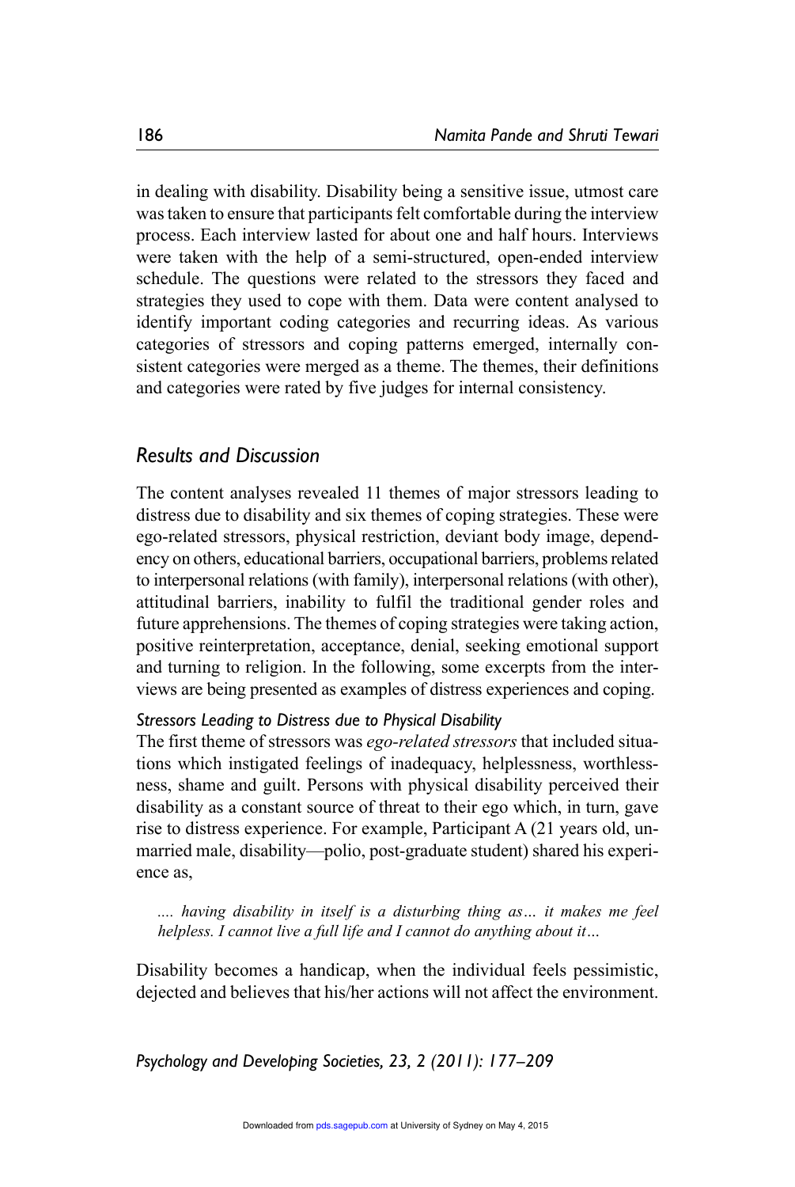in dealing with disability. Disability being a sensitive issue, utmost care was taken to ensure that participants felt comfortable during the interview process. Each interview lasted for about one and half hours. Interviews were taken with the help of a semi-structured, open-ended interview schedule. The questions were related to the stressors they faced and strategies they used to cope with them. Data were content analysed to identify important coding categories and recurring ideas. As various categories of stressors and coping patterns emerged, internally consistent categories were merged as a theme. The themes, their definitions and categories were rated by five judges for internal consistency.

## Results and Discussion

The content analyses revealed 11 themes of major stressors leading to distress due to disability and six themes of coping strategies. These were ego-related stressors, physical restriction, deviant body image, dependency on others, educational barriers, occupational barriers, problems related to interpersonal relations (with family), interpersonal relations (with other), attitudinal barriers, inability to fulfil the traditional gender roles and future apprehensions. The themes of coping strategies were taking action, positive reinterpretation, acceptance, denial, seeking emotional support and turning to religion. In the following, some excerpts from the interviews are being presented as examples of distress experiences and coping.

### *Stressors Leading to Distress due to Physical Disability*

The first theme of stressors was *ego-related stressors* that included situations which instigated feelings of inadequacy, helplessness, worthlessness, shame and guilt. Persons with physical disability perceived their disability as a constant source of threat to their ego which, in turn, gave rise to distress experience. For example, Participant A (21 years old, unmarried male, disability—polio, post-graduate student) shared his experience as,

> *.... having disability in itself is a disturbing thing as… it makes me feel helpless. I cannot live a full life and I cannot do anything about it…*

Disability becomes a handicap, when the individual feels pessimistic, dejected and believes that his/her actions will not affect the environment.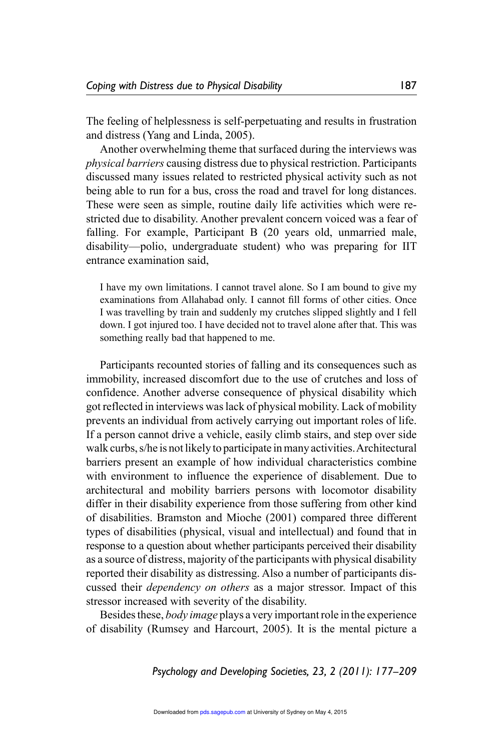The feeling of helplessness is self-perpetuating and results in frustration and distress (Yang and Linda, 2005).

Another overwhelming theme that surfaced during the interviews was *physical barriers* causing distress due to physical restriction. Participants discussed many issues related to restricted physical activity such as not being able to run for a bus, cross the road and travel for long distances. These were seen as simple, routine daily life activities which were restricted due to disability. Another prevalent concern voiced was a fear of falling. For example, Participant B (20 years old, unmarried male, disability—polio, undergraduate student) who was preparing for IIT entrance examination said,

> I have my own limitations. I cannot travel alone. So I am bound to give my examinations from Allahabad only. I cannot fill forms of other cities. Once I was travelling by train and suddenly my crutches slipped slightly and I fell down. I got injured too. I have decided not to travel alone after that. This was something really bad that happened to me.

Participants recounted stories of falling and its consequences such as immobility, increased discomfort due to the use of crutches and loss of confidence. Another adverse consequence of physical disability which got reflected in interviews was lack of physical mobility. Lack of mobility prevents an individual from actively carrying out important roles of life. If a person cannot drive a vehicle, easily climb stairs, and step over side walk curbs, s/he is not likely to participate in many activities. Architectural barriers present an example of how individual characteristics combine with environment to influence the experience of disablement. Due to architectural and mobility barriers persons with locomotor disability differ in their disability experience from those suffering from other kind of disabilities. Bramston and Mioche (2001) compared three different types of disabilities (physical, visual and intellectual) and found that in response to a question about whether participants perceived their disability as a source of distress, majority of the participants with physical disability reported their disability as distressing. Also a number of participants discussed their *dependency on others* as a major stressor. Impact of this stressor increased with severity of the disability.

Besides these, *body image* plays a very important role in the experience of disability (Rumsey and Harcourt, 2005). It is the mental picture a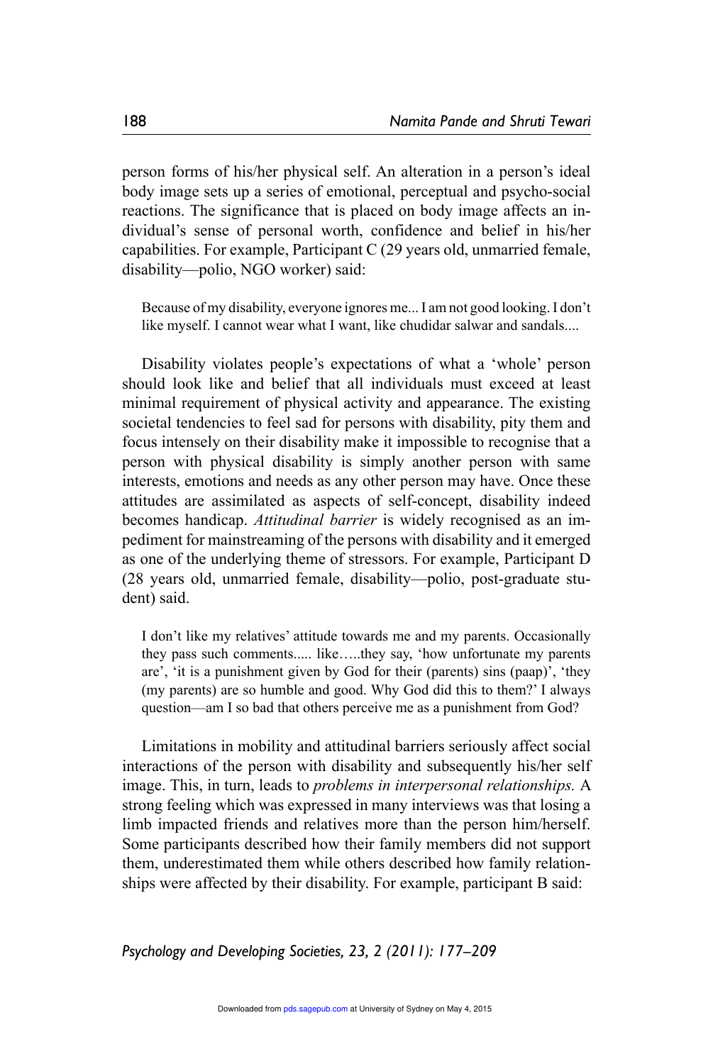person forms of his/her physical self. An alteration in a person's ideal body image sets up a series of emotional, perceptual and psycho-social reactions. The significance that is placed on body image affects an individual's sense of personal worth, confidence and belief in his/her capabilities. For example, Participant C (29 years old, unmarried female, disability—polio, NGO worker) said:

> Because of my disability, everyone ignores me... I am not good looking. I don't like myself. I cannot wear what I want, like chudidar salwar and sandals....

Disability violates people's expectations of what a 'whole' person should look like and belief that all individuals must exceed at least minimal requirement of physical activity and appearance. The existing societal tendencies to feel sad for persons with disability, pity them and focus intensely on their disability make it impossible to recognise that a person with physical disability is simply another person with same interests, emotions and needs as any other person may have. Once these attitudes are assimilated as aspects of self-concept, disability indeed becomes handicap. *Attitudinal barrier* is widely recognised as an impediment for mainstreaming of the persons with disability and it emerged as one of the underlying theme of stressors. For example, Participant D (28 years old, unmarried female, disability—polio, post-graduate student) said.

> I don't like my relatives' attitude towards me and my parents. Occasionally they pass such comments..... like…..they say, 'how unfortunate my parents are', 'it is a punishment given by God for their (parents) sins (paap)', 'they (my parents) are so humble and good. Why God did this to them?' I always question—am I so bad that others perceive me as a punishment from God?

Limitations in mobility and attitudinal barriers seriously affect social interactions of the person with disability and subsequently his/her self image. This, in turn, leads to *problems in interpersonal relationships.* A strong feeling which was expressed in many interviews was that losing a limb impacted friends and relatives more than the person him/herself. Some participants described how their family members did not support them, underestimated them while others described how family relationships were affected by their disability. For example, participant B said: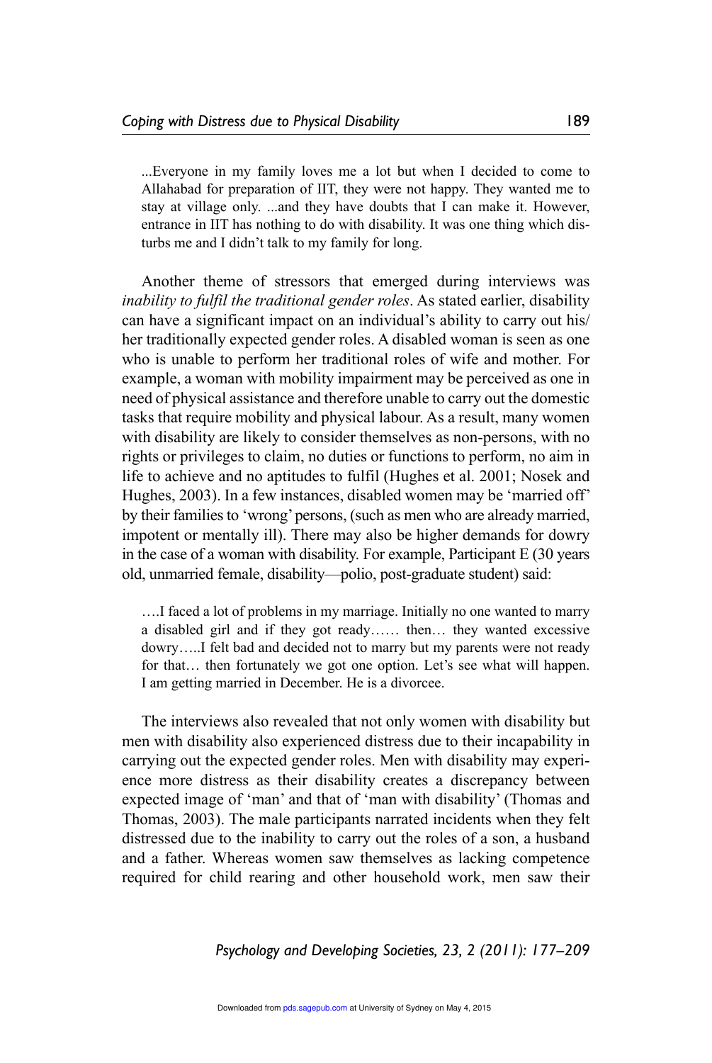> ...Everyone in my family loves me a lot but when I decided to come to Allahabad for preparation of IIT, they were not happy. They wanted me to stay at village only. ...and they have doubts that I can make it. However, entrance in IIT has nothing to do with disability. It was one thing which disturbs me and I didn't talk to my family for long.

Another theme of stressors that emerged during interviews was *inability to fulfil the traditional gender roles*. As stated earlier, disability can have a significant impact on an individual's ability to carry out his/her traditionally expected gender roles. A disabled woman is seen as one who is unable to perform her traditional roles of wife and mother. For example, a woman with mobility impairment may be perceived as one in need of physical assistance and therefore unable to carry out the domestic tasks that require mobility and physical labour. As a result, many women with disability are likely to consider themselves as non-persons, with no rights or privileges to claim, no duties or functions to perform, no aim in life to achieve and no aptitudes to fulfil (Hughes et al. 2001; Nosek and Hughes, 2003). In a few instances, disabled women may be 'married off' by their families to 'wrong' persons, (such as men who are already married, impotent or mentally ill). There may also be higher demands for dowry in the case of a woman with disability. For example, Participant E (30 years old, unmarried female, disability—polio, post-graduate student) said:

> ….I faced a lot of problems in my marriage. Initially no one wanted to marry a disabled girl and if they got ready…… then… they wanted excessive dowry…..I felt bad and decided not to marry but my parents were not ready for that… then fortunately we got one option. Let's see what will happen. I am getting married in December. He is a divorcee.

The interviews also revealed that not only women with disability but men with disability also experienced distress due to their incapability in carrying out the expected gender roles. Men with disability may experience more distress as their disability creates a discrepancy between expected image of 'man' and that of 'man with disability' (Thomas and Thomas, 2003). The male participants narrated incidents when they felt distressed due to the inability to carry out the roles of a son, a husband and a father. Whereas women saw themselves as lacking competence required for child rearing and other household work, men saw their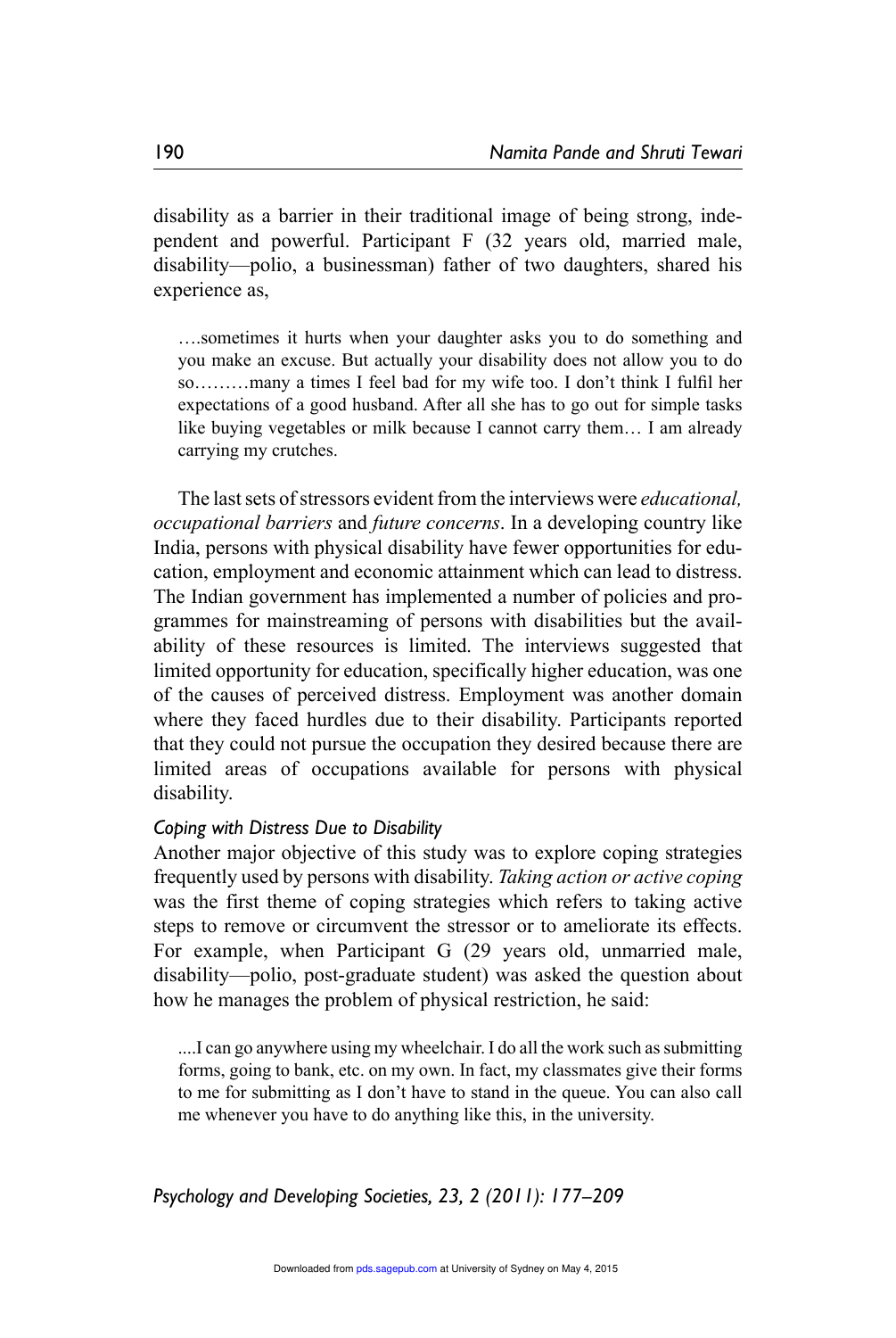disability as a barrier in their traditional image of being strong, independent and powerful. Participant F (32 years old, married male, disability—polio, a businessman) father of two daughters, shared his experience as,

> ….sometimes it hurts when your daughter asks you to do something and you make an excuse. But actually your disability does not allow you to do so………many a times I feel bad for my wife too. I don't think I fulfil her expectations of a good husband. After all she has to go out for simple tasks like buying vegetables or milk because I cannot carry them… I am already carrying my crutches.

The last sets of stressors evident from the interviews were *educational, occupational barriers* and *future concerns*. In a developing country like India, persons with physical disability have fewer opportunities for education, employment and economic attainment which can lead to distress. The Indian government has implemented a number of policies and programmes for mainstreaming of persons with disabilities but the availability of these resources is limited. The interviews suggested that limited opportunity for education, specifically higher education, was one of the causes of perceived distress. Employment was another domain where they faced hurdles due to their disability. Participants reported that they could not pursue the occupation they desired because there are limited areas of occupations available for persons with physical disability.

### *Coping with Distress Due to Disability*

Another major objective of this study was to explore coping strategies frequently used by persons with disability. *Taking action or active coping* was the first theme of coping strategies which refers to taking active steps to remove or circumvent the stressor or to ameliorate its effects. For example, when Participant G (29 years old, unmarried male, disability—polio, post-graduate student) was asked the question about how he manages the problem of physical restriction, he said:

> ....I can go anywhere using my wheelchair. I do all the work such as submitting forms, going to bank, etc. on my own. In fact, my classmates give their forms to me for submitting as I don't have to stand in the queue. You can also call me whenever you have to do anything like this, in the university.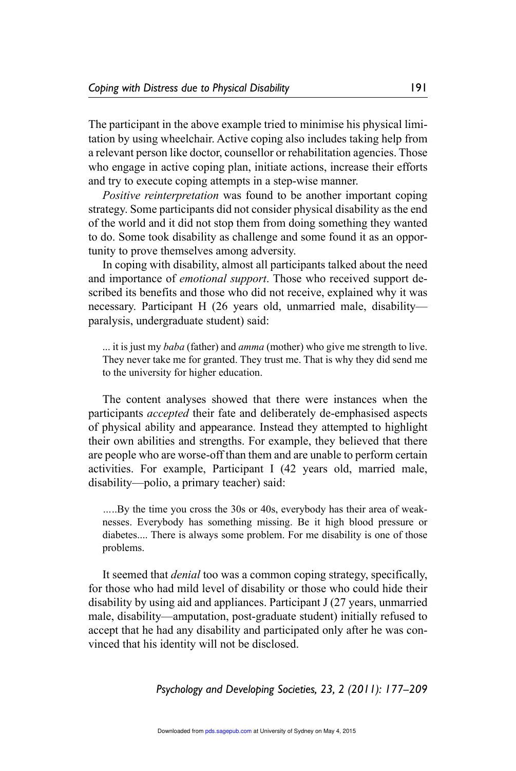The participant in the above example tried to minimise his physical limitation by using wheelchair. Active coping also includes taking help from a relevant person like doctor, counsellor or rehabilitation agencies. Those who engage in active coping plan, initiate actions, increase their efforts and try to execute coping attempts in a step-wise manner.

*Positive reinterpretation* was found to be another important coping strategy. Some participants did not consider physical disability as the end of the world and it did not stop them from doing something they wanted to do. Some took disability as challenge and some found it as an opportunity to prove themselves among adversity.

In coping with disability, almost all participants talked about the need and importance of *emotional support*. Those who received support described its benefits and those who did not receive, explained why it was necessary. Participant H (26 years old, unmarried male, disability—paralysis, undergraduate student) said:

> ... it is just my *baba* (father) and *amma* (mother) who give me strength to live. They never take me for granted. They trust me. That is why they did send me to the university for higher education.

The content analyses showed that there were instances when the participants *accepted* their fate and deliberately de-emphasised aspects of physical ability and appearance. Instead they attempted to highlight their own abilities and strengths. For example, they believed that there are people who are worse-off than them and are unable to perform certain activities. For example, Participant I (42 years old, married male, disability—polio, a primary teacher) said:

> .....By the time you cross the 30s or 40s, everybody has their area of weaknesses. Everybody has something missing. Be it high blood pressure or diabetes.... There is always some problem. For me disability is one of those problems.

It seemed that *denial* too was a common coping strategy, specifically, for those who had mild level of disability or those who could hide their disability by using aid and appliances. Participant J (27 years, unmarried male, disability—amputation, post-graduate student) initially refused to accept that he had any disability and participated only after he was convinced that his identity will not be disclosed.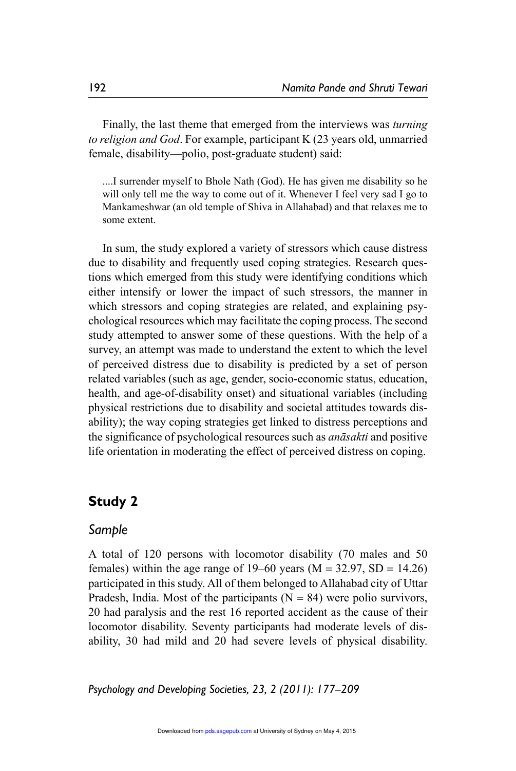Finally, the last theme that emerged from the interviews was *turning to religion and God*. For example, participant K (23 years old, unmarried female, disability—polio, post-graduate student) said:

> ....I surrender myself to Bhole Nath (God). He has given me disability so he will only tell me the way to come out of it. Whenever I feel very sad I go to Mankameshwar (an old temple of Shiva in Allahabad) and that relaxes me to some extent.

In sum, the study explored a variety of stressors which cause distress due to disability and frequently used coping strategies. Research questions which emerged from this study were identifying conditions which either intensify or lower the impact of such stressors, the manner in which stressors and coping strategies are related, and explaining psychological resources which may facilitate the coping process. The second study attempted to answer some of these questions. With the help of a survey, an attempt was made to understand the extent to which the level of perceived distress due to disability is predicted by a set of person related variables (such as age, gender, socio-economic status, education, health, and age-of-disability onset) and situational variables (including physical restrictions due to disability and societal attitudes towards disability); the way coping strategies get linked to distress perceptions and the significance of psychological resources such as *anāsakti* and positive life orientation in moderating the effect of perceived distress on coping.

## Study 2

### Sample

A total of 120 persons with locomotor disability (70 males and 50 females) within the age range of 19–60 years ($M = 32.97$, $SD = 14.26$) participated in this study. All of them belonged to Allahabad city of Uttar Pradesh, India. Most of the participants ($N = 84$) were polio survivors, 20 had paralysis and the rest 16 reported accident as the cause of their locomotor disability. Seventy participants had moderate levels of disability, 30 had mild and 20 had severe levels of physical disability.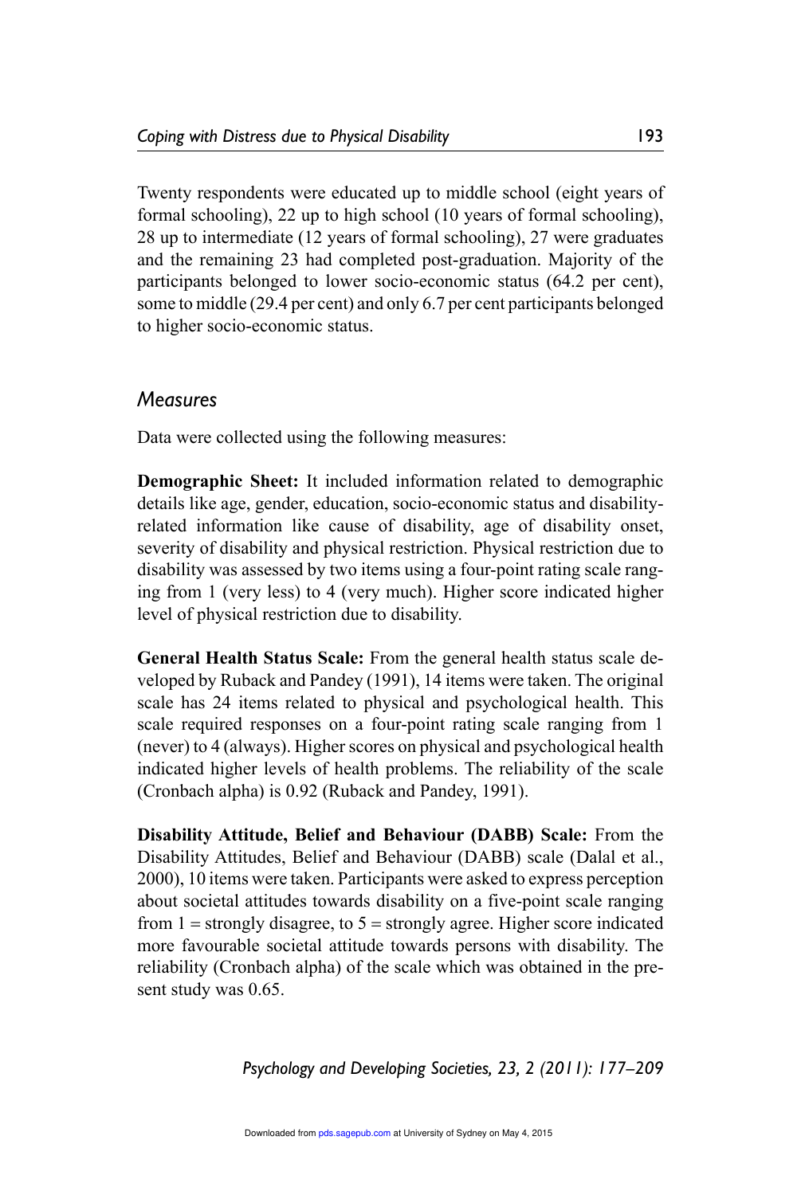Twenty respondents were educated up to middle school (eight years of formal schooling), 22 up to high school (10 years of formal schooling), 28 up to intermediate (12 years of formal schooling), 27 were graduates and the remaining 23 had completed post-graduation. Majority of the participants belonged to lower socio-economic status (64.2 per cent), some to middle (29.4 per cent) and only 6.7 per cent participants belonged to higher socio-economic status.

## Measures

Data were collected using the following measures:

**Demographic Sheet:** It included information related to demographic details like age, gender, education, socio-economic status and disability-related information like cause of disability, age of disability onset, severity of disability and physical restriction. Physical restriction due to disability was assessed by two items using a four-point rating scale ranging from 1 (very less) to 4 (very much). Higher score indicated higher level of physical restriction due to disability.

**General Health Status Scale:** From the general health status scale developed by Ruback and Pandey (1991), 14 items were taken. The original scale has 24 items related to physical and psychological health. This scale required responses on a four-point rating scale ranging from 1 (never) to 4 (always). Higher scores on physical and psychological health indicated higher levels of health problems. The reliability of the scale (Cronbach alpha) is 0.92 (Ruback and Pandey, 1991).

**Disability Attitude, Belief and Behaviour (DABB) Scale:** From the Disability Attitudes, Belief and Behaviour (DABB) scale (Dalal et al., 2000), 10 items were taken. Participants were asked to express perception about societal attitudes towards disability on a five-point scale ranging from 1 = strongly disagree, to 5 = strongly agree. Higher score indicated more favourable societal attitude towards persons with disability. The reliability (Cronbach alpha) of the scale which was obtained in the present study was 0.65.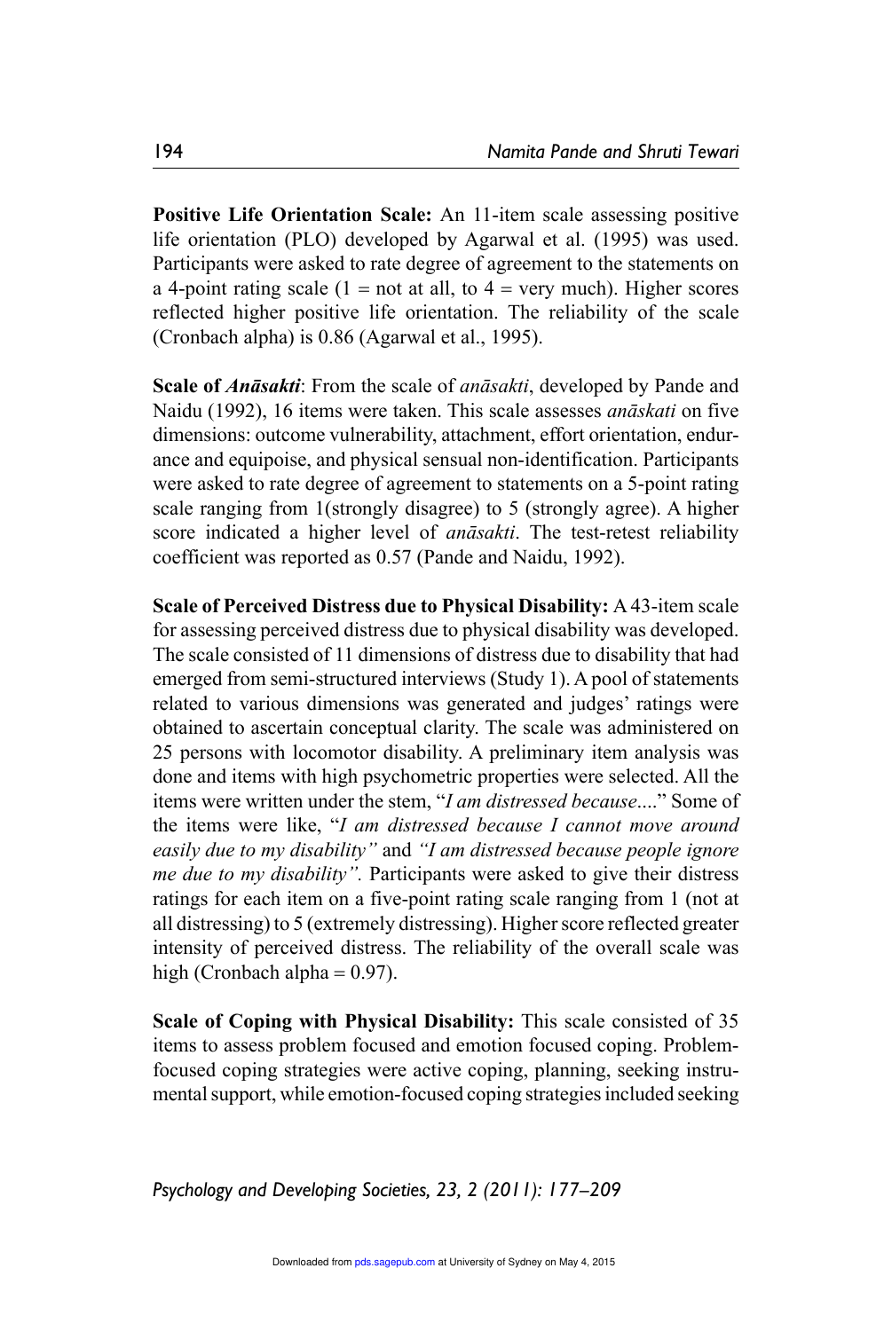**Positive Life Orientation Scale:** An 11-item scale assessing positive life orientation (PLO) developed by Agarwal et al. (1995) was used. Participants were asked to rate degree of agreement to the statements on a 4-point rating scale (1 = not at all, to 4 = very much). Higher scores reflected higher positive life orientation. The reliability of the scale (Cronbach alpha) is 0.86 (Agarwal et al., 1995).

**Scale of *Anāsakti***: From the scale of *anāsakti*, developed by Pande and Naidu (1992), 16 items were taken. This scale assesses *anāskati* on five dimensions: outcome vulnerability, attachment, effort orientation, endurance and equipoise, and physical sensual non-identification. Participants were asked to rate degree of agreement to statements on a 5-point rating scale ranging from 1(strongly disagree) to 5 (strongly agree). A higher score indicated a higher level of *anāsakti*. The test-retest reliability coefficient was reported as 0.57 (Pande and Naidu, 1992).

**Scale of Perceived Distress due to Physical Disability:** A 43-item scale for assessing perceived distress due to physical disability was developed. The scale consisted of 11 dimensions of distress due to disability that had emerged from semi-structured interviews (Study 1). A pool of statements related to various dimensions was generated and judges' ratings were obtained to ascertain conceptual clarity. The scale was administered on 25 persons with locomotor disability. A preliminary item analysis was done and items with high psychometric properties were selected. All the items were written under the stem, "*I am distressed because....*" Some of the items were like, "*I am distressed because I cannot move around easily due to my disability"* and *"I am distressed because people ignore me due to my disability".* Participants were asked to give their distress ratings for each item on a five-point rating scale ranging from 1 (not at all distressing) to 5 (extremely distressing). Higher score reflected greater intensity of perceived distress. The reliability of the overall scale was high (Cronbach alpha = 0.97).

**Scale of Coping with Physical Disability:** This scale consisted of 35 items to assess problem focused and emotion focused coping. Problem-focused coping strategies were active coping, planning, seeking instrumental support, while emotion-focused coping strategies included seeking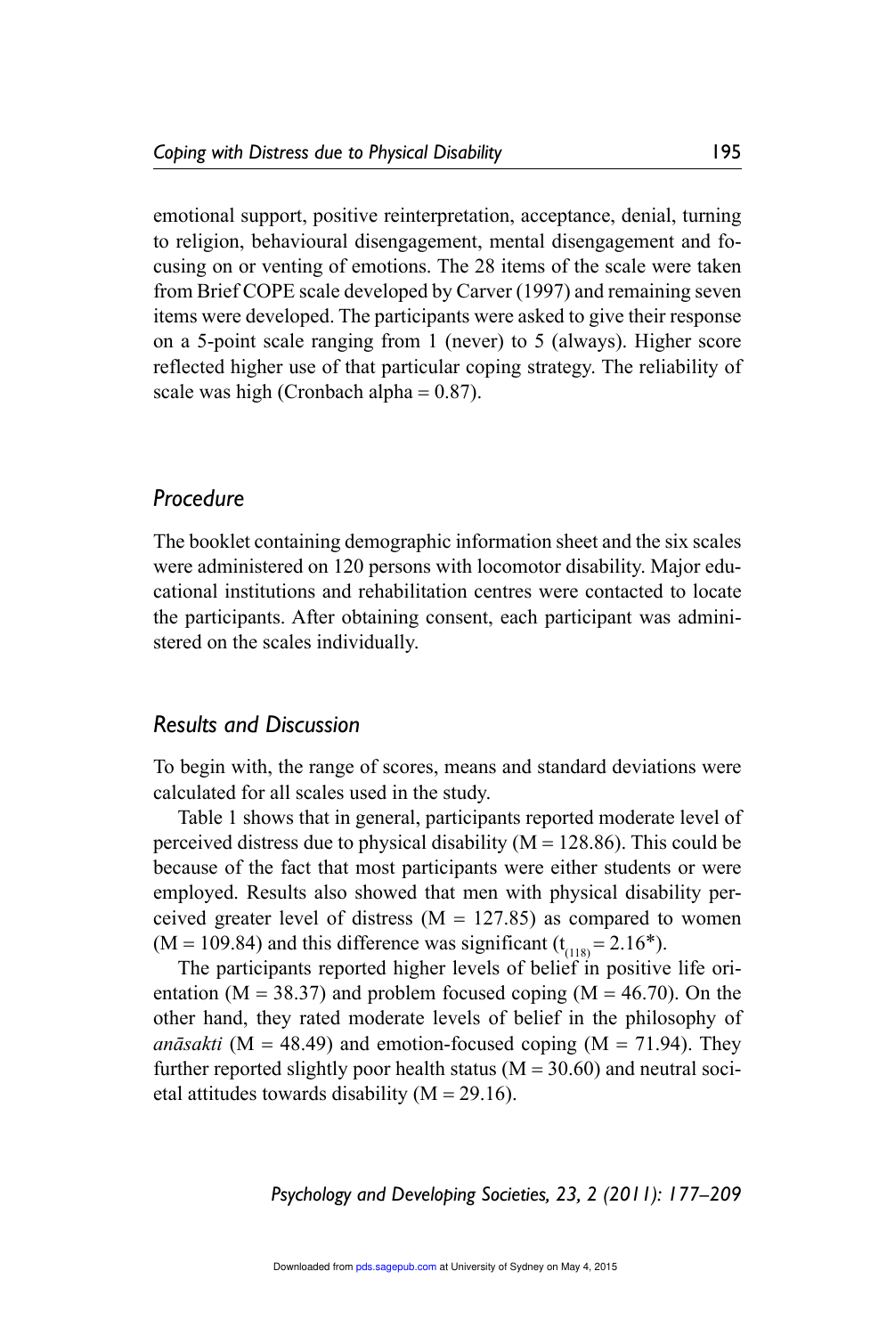emotional support, positive reinterpretation, acceptance, denial, turning to religion, behavioural disengagement, mental disengagement and focusing on or venting of emotions. The 28 items of the scale were taken from Brief COPE scale developed by Carver (1997) and remaining seven items were developed. The participants were asked to give their response on a 5-point scale ranging from 1 (never) to 5 (always). Higher score reflected higher use of that particular coping strategy. The reliability of scale was high (Cronbach alpha = 0.87).

## Procedure

The booklet containing demographic information sheet and the six scales were administered on 120 persons with locomotor disability. Major educational institutions and rehabilitation centres were contacted to locate the participants. After obtaining consent, each participant was administered on the scales individually.

## Results and Discussion

To begin with, the range of scores, means and standard deviations were calculated for all scales used in the study.

Table 1 shows that in general, participants reported moderate level of perceived distress due to physical disability (M = 128.86). This could be because of the fact that most participants were either students or were employed. Results also showed that men with physical disability perceived greater level of distress (M = 127.85) as compared to women (M = 109.84) and this difference was significant ($t_{(118)} = 2.16^{*}$).

The participants reported higher levels of belief in positive life orientation (M = 38.37) and problem focused coping (M = 46.70). On the other hand, they rated moderate levels of belief in the philosophy of *anāsakti* (M = 48.49) and emotion-focused coping (M = 71.94). They further reported slightly poor health status (M = 30.60) and neutral societal attitudes towards disability (M = 29.16).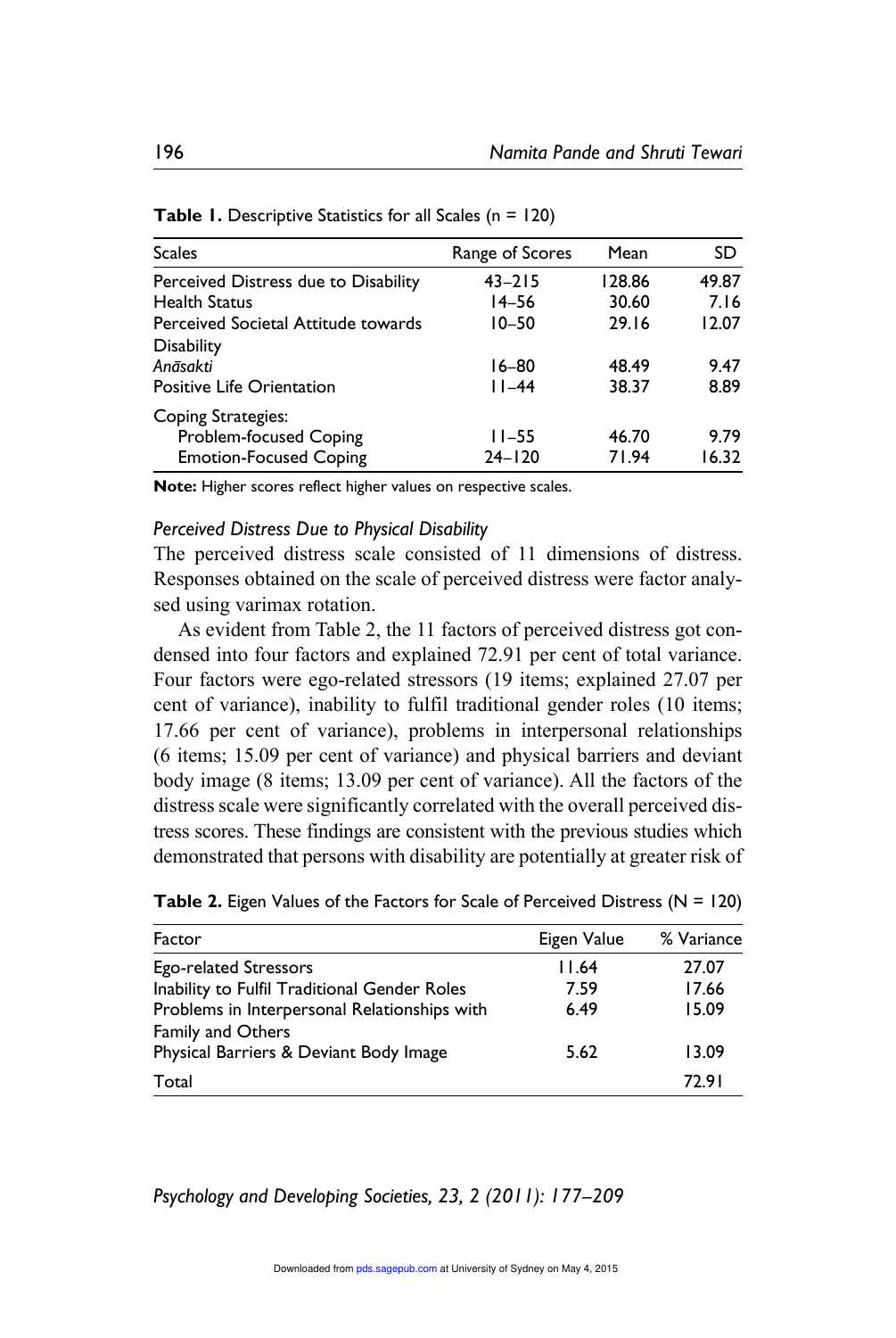**Table 1.** Descriptive Statistics for all Scales (n = 120)

| Scales | Range of Scores | Mean | SD |
|---|---|---|---|
| Perceived Distress due to Disability | 43–215 | 128.86 | 49.87 |
| Health Status | 14–56 | 30.60 | 7.16 |
| Perceived Societal Attitude towards Disability | 10–50 | 29.16 | 12.07 |
| *Anāsakti* | 16–80 | 48.49 | 9.47 |
| Positive Life Orientation | 11–44 | 38.37 | 8.89 |
| Coping Strategies: | | | |
| Problem-focused Coping | 11–55 | 46.70 | 9.79 |
| Emotion-Focused Coping | 24–120 | 71.94 | 16.32 |

**Note:** Higher scores reflect higher values on respective scales.

### *Perceived Distress Due to Physical Disability*

The perceived distress scale consisted of 11 dimensions of distress. Responses obtained on the scale of perceived distress were factor analysed using varimax rotation.

As evident from Table 2, the 11 factors of perceived distress got condensed into four factors and explained 72.91 per cent of total variance. Four factors were ego-related stressors (19 items; explained 27.07 per cent of variance), inability to fulfil traditional gender roles (10 items; 17.66 per cent of variance), problems in interpersonal relationships (6 items; 15.09 per cent of variance) and physical barriers and deviant body image (8 items; 13.09 per cent of variance). All the factors of the distress scale were significantly correlated with the overall perceived distress scores. These findings are consistent with the previous studies which demonstrated that persons with disability are potentially at greater risk of

**Table 2.** Eigen Values of the Factors for Scale of Perceived Distress (N = 120)

| Factor | Eigen Value | % Variance |
|---|---|---|
| Ego-related Stressors | 11.64 | 27.07 |
| Inability to Fulfil Traditional Gender Roles | 7.59 | 17.66 |
| Problems in Interpersonal Relationships with Family and Others | 6.49 | 15.09 |
| Physical Barriers & Deviant Body Image | 5.62 | 13.09 |
| Total | | 72.91 |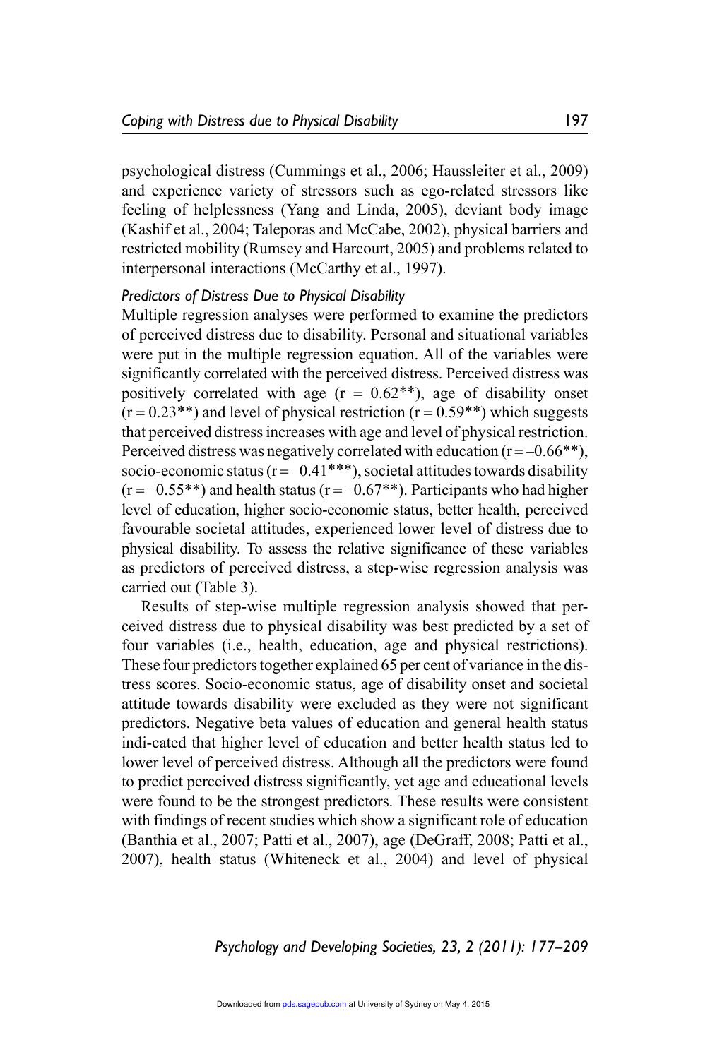psychological distress (Cummings et al., 2006; Haussleiter et al., 2009) and experience variety of stressors such as ego-related stressors like feeling of helplessness (Yang and Linda, 2005), deviant body image (Kashif et al., 2004; Taleporas and McCabe, 2002), physical barriers and restricted mobility (Rumsey and Harcourt, 2005) and problems related to interpersonal interactions (McCarthy et al., 1997).

### *Predictors of Distress Due to Physical Disability*

Multiple regression analyses were performed to examine the predictors of perceived distress due to disability. Personal and situational variables were put in the multiple regression equation. All of the variables were significantly correlated with the perceived distress. Perceived distress was positively correlated with age ($r = 0.62$**), age of disability onset ($r = 0.23$**) and level of physical restriction ($r = 0.59$**) which suggests that perceived distress increases with age and level of physical restriction. Perceived distress was negatively correlated with education ($r = -0.66$**), socio-economic status ($r = -0.41$***), societal attitudes towards disability ($r = -0.55$**) and health status ($r = -0.67$**). Participants who had higher level of education, higher socio-economic status, better health, perceived favourable societal attitudes, experienced lower level of distress due to physical disability. To assess the relative significance of these variables as predictors of perceived distress, a step-wise regression analysis was carried out (Table 3).

Results of step-wise multiple regression analysis showed that perceived distress due to physical disability was best predicted by a set of four variables (i.e., health, education, age and physical restrictions). These four predictors together explained 65 per cent of variance in the distress scores. Socio-economic status, age of disability onset and societal attitude towards disability were excluded as they were not significant predictors. Negative beta values of education and general health status indi-cated that higher level of education and better health status led to lower level of perceived distress. Although all the predictors were found to predict perceived distress significantly, yet age and educational levels were found to be the strongest predictors. These results were consistent with findings of recent studies which show a significant role of education (Banthia et al., 2007; Patti et al., 2007), age (DeGraff, 2008; Patti et al., 2007), health status (Whiteneck et al., 2004) and level of physical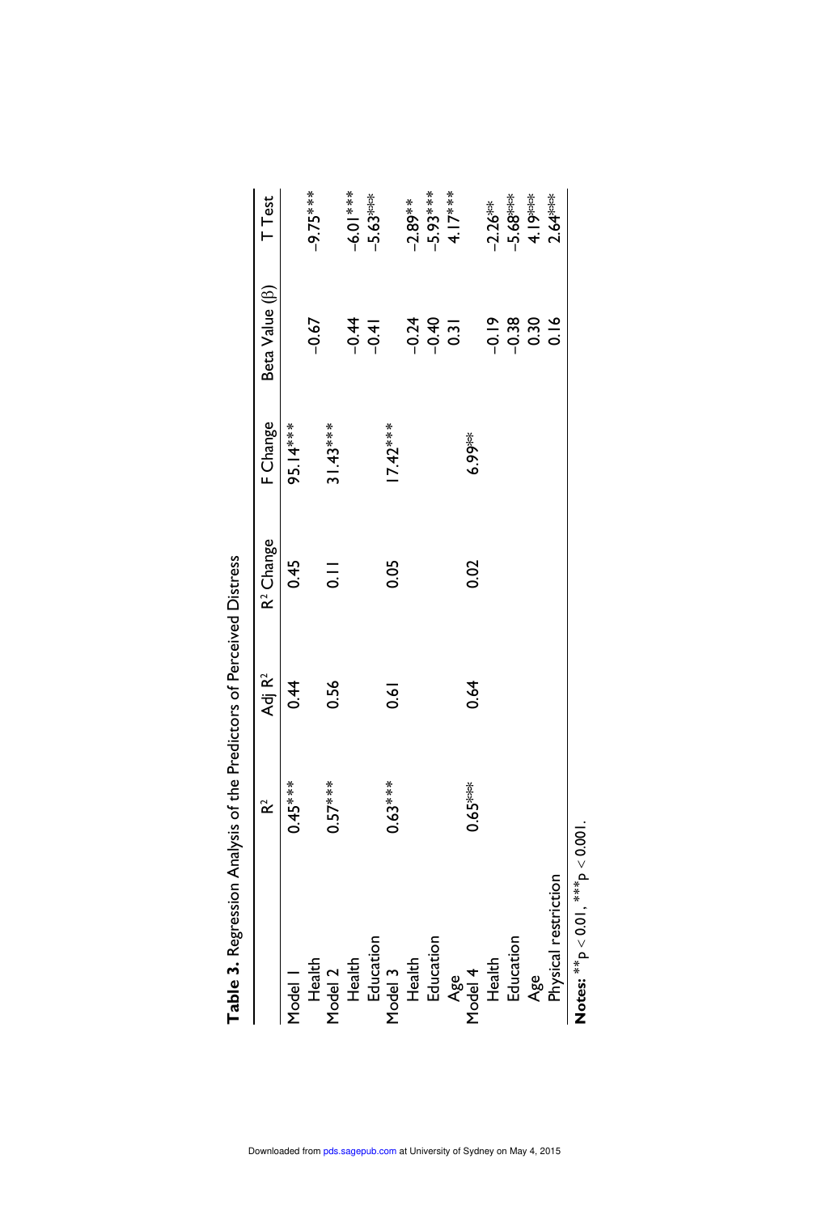**Table 3.** Regression Analysis of the Predictors of Perceived Distress

| | $R^2$ | Adj $R^2$ | $R^2$ Change | F Change | Beta Value (β) | T Test |
|---|---|---|---|---|---|---|
| Model 1 | 0.45*** | 0.44 | 0.45 | 95.14*** | | |
| Health | | | | | -0.67 | -9.75*** |
| Model 2 | 0.57*** | 0.56 | 0.11 | 31.43*** | | |
| Health | | | | | -0.44 | -6.01*** |
| Education | | | | | -0.41 | -5.63*** |
| Model 3 | 0.63*** | 0.61 | 0.05 | 17.42*** | | |
| Health | | | | | -0.24 | -2.89** |
| Education | | | | | -0.40 | -5.93*** |
| Age | | | | | 0.31 | 4.17*** |
| Model 4 | 0.65*** | 0.64 | 0.02 | 6.99** | | |
| Health | | | | | -0.19 | -2.26** |
| Education | | | | | -0.38 | -5.68*** |
| Age | | | | | 0.30 | 4.19*** |
| Physical restriction | | | | | 0.16 | 2.64*** |

**Notes:** **$p < 0.01$, ***$p < 0.001$.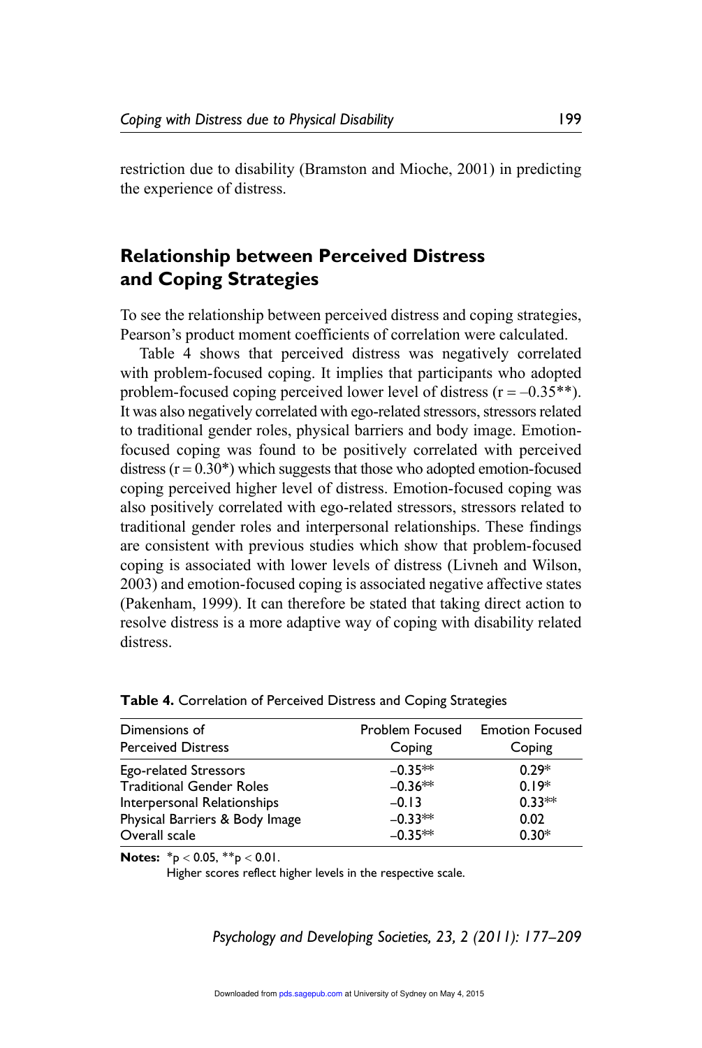restriction due to disability (Bramston and Mioche, 2001) in predicting the experience of distress.

## Relationship between Perceived Distress and Coping Strategies

To see the relationship between perceived distress and coping strategies, Pearson's product moment coefficients of correlation were calculated.

Table 4 shows that perceived distress was negatively correlated with problem-focused coping. It implies that participants who adopted problem-focused coping perceived lower level of distress ($r = -0.35^{**}$). It was also negatively correlated with ego-related stressors, stressors related to traditional gender roles, physical barriers and body image. Emotion-focused coping was found to be positively correlated with perceived distress ($r = 0.30^{*}$) which suggests that those who adopted emotion-focused coping perceived higher level of distress. Emotion-focused coping was also positively correlated with ego-related stressors, stressors related to traditional gender roles and interpersonal relationships. These findings are consistent with previous studies which show that problem-focused coping is associated with lower levels of distress (Livneh and Wilson, 2003) and emotion-focused coping is associated negative affective states (Pakenham, 1999). It can therefore be stated that taking direct action to resolve distress is a more adaptive way of coping with disability related distress.

**Table 4.** Correlation of Perceived Distress and Coping Strategies

| Dimensions of Perceived Distress | Problem Focused Coping | Emotion Focused Coping |
|---|---|---|
| Ego-related Stressors | –0.35** | 0.29* |
| Traditional Gender Roles | –0.36** | 0.19* |
| Interpersonal Relationships | –0.13 | 0.33** |
| Physical Barriers & Body Image | –0.33** | 0.02 |
| Overall scale | –0.35** | 0.30* |

**Notes:** *$p < 0.05$, **$p < 0.01$.
Higher scores reflect higher levels in the respective scale.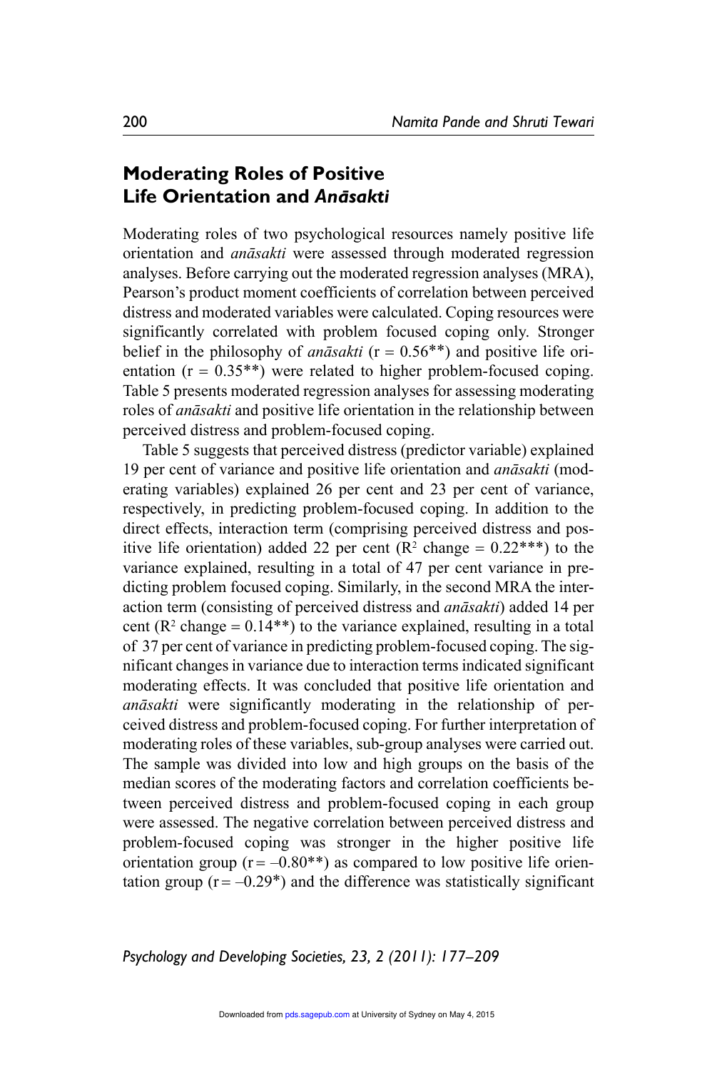## Moderating Roles of Positive Life Orientation and *Anāsakti*

Moderating roles of two psychological resources namely positive life orientation and *anāsakti* were assessed through moderated regression analyses. Before carrying out the moderated regression analyses (MRA), Pearson's product moment coefficients of correlation between perceived distress and moderated variables were calculated. Coping resources were significantly correlated with problem focused coping only. Stronger belief in the philosophy of *anāsakti* ($r = 0.56^{**}$) and positive life orientation ($r = 0.35^{**}$) were related to higher problem-focused coping. Table 5 presents moderated regression analyses for assessing moderating roles of *anāsakti* and positive life orientation in the relationship between perceived distress and problem-focused coping.

Table 5 suggests that perceived distress (predictor variable) explained 19 per cent of variance and positive life orientation and *anāsakti* (moderating variables) explained 26 per cent and 23 per cent of variance, respectively, in predicting problem-focused coping. In addition to the direct effects, interaction term (comprising perceived distress and positive life orientation) added 22 per cent ($R^2$ change $= 0.22^{***}$) to the variance explained, resulting in a total of 47 per cent variance in predicting problem focused coping. Similarly, in the second MRA the interaction term (consisting of perceived distress and *anāsakti*) added 14 per cent ($R^2$ change $= 0.14^{**}$) to the variance explained, resulting in a total of 37 per cent of variance in predicting problem-focused coping. The significant changes in variance due to interaction terms indicated significant moderating effects. It was concluded that positive life orientation and *anāsakti* were significantly moderating in the relationship of perceived distress and problem-focused coping. For further interpretation of moderating roles of these variables, sub-group analyses were carried out. The sample was divided into low and high groups on the basis of the median scores of the moderating factors and correlation coefficients between perceived distress and problem-focused coping in each group were assessed. The negative correlation between perceived distress and problem-focused coping was stronger in the higher positive life orientation group ($r = -0.80^{**}$) as compared to low positive life orientation group ($r = -0.29^{*}$) and the difference was statistically significant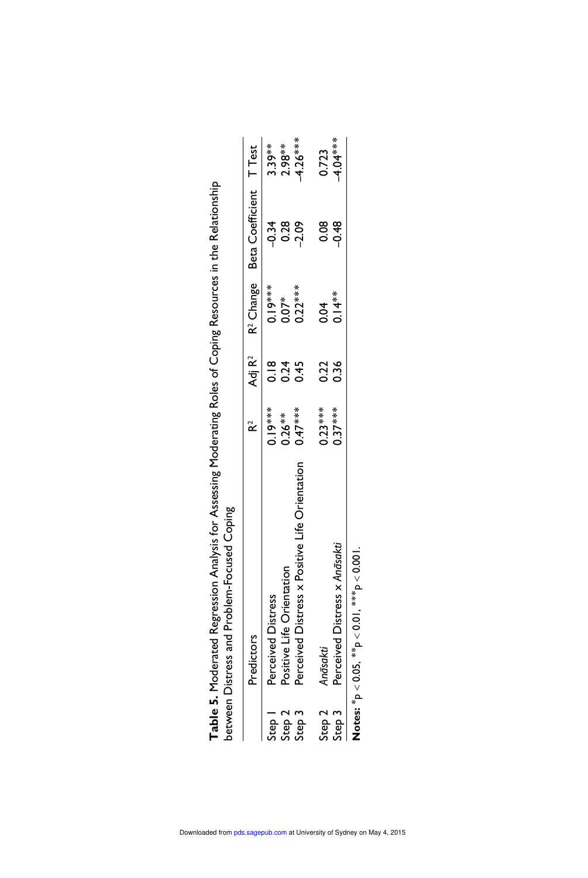**Table 5.** Moderated Regression Analysis for Assessing Moderating Roles of Coping Resources in the Relationship between Distress and Problem-Focused Coping

| | Predictors | $R^2$ | Adj $R^2$ | $R^2$ Change | Beta Coefficient | T Test |
|---|---|---|---|---|---|---|
| Step 1 | Perceived Distress | 0.19*** | 0.18 | 0.19*** | –0.34 | 3.39** |
| Step 2 | Positive Life Orientation | 0.26** | 0.24 | 0.07* | 0.28 | 2.98** |
| Step 3 | Perceived Distress x Positive Life Orientation | 0.47*** | 0.45 | 0.22*** | –2.09 | –4.26*** |
| Step 2 | *Anāsakti* | 0.23*** | 0.22 | 0.04 | 0.08 | 0.723 |
| Step 3 | Perceived Distress x *Anāsakti* | 0.37*** | 0.36 | 0.14** | –0.48 | –4.04*** |

**Notes:** *$p < 0.05$, **$p < 0.01$, ***$p < 0.001$.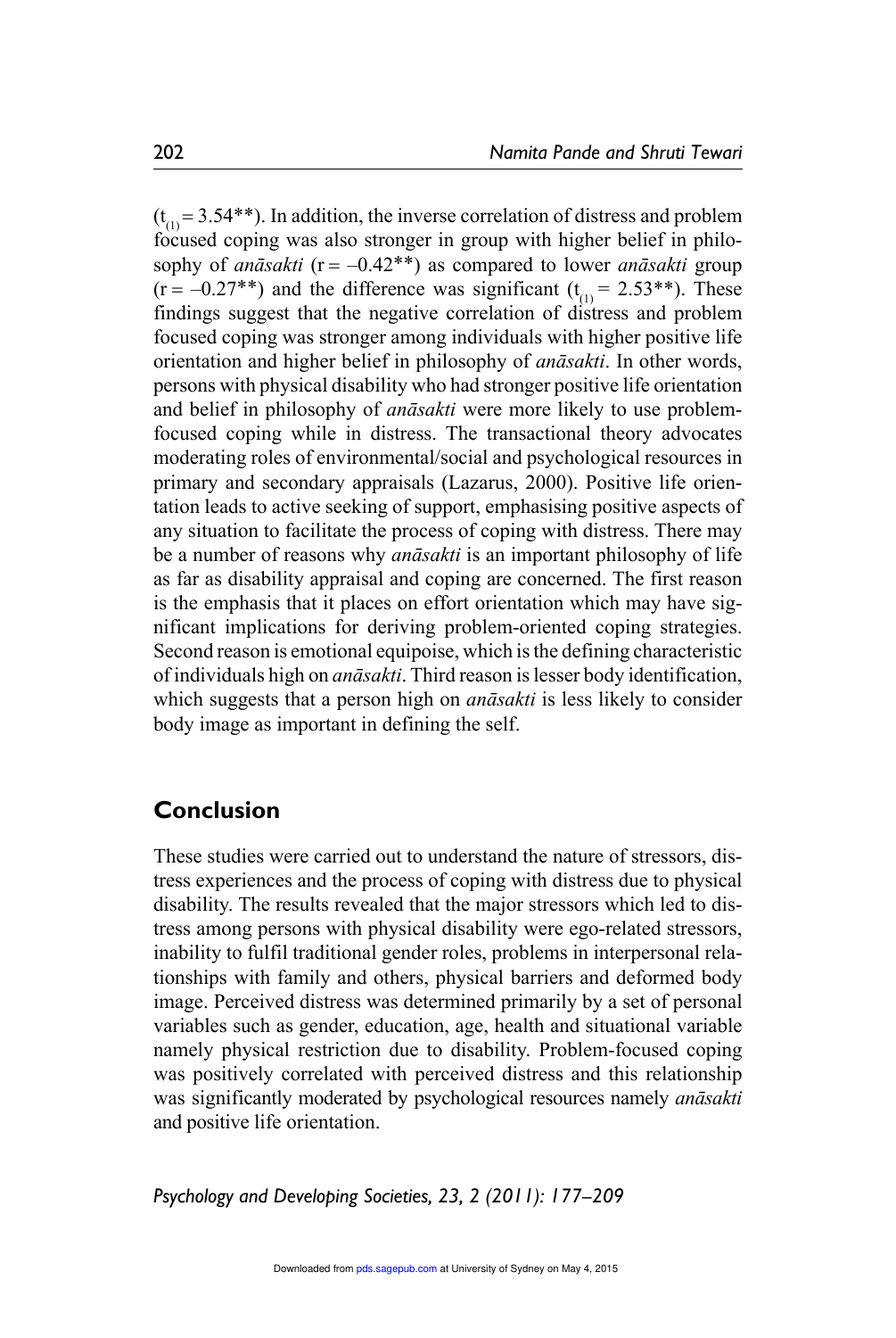($t_{(1)} = 3.54^{**}$). In addition, the inverse correlation of distress and problem focused coping was also stronger in group with higher belief in philosophy of *anāsakti* ($r = -0.42^{**}$) as compared to lower *anāsakti* group ($r = -0.27^{**}$) and the difference was significant ($t_{(1)} = 2.53^{**}$). These findings suggest that the negative correlation of distress and problem focused coping was stronger among individuals with higher positive life orientation and higher belief in philosophy of *anāsakti*. In other words, persons with physical disability who had stronger positive life orientation and belief in philosophy of *anāsakti* were more likely to use problem-focused coping while in distress. The transactional theory advocates moderating roles of environmental/social and psychological resources in primary and secondary appraisals (Lazarus, 2000). Positive life orientation leads to active seeking of support, emphasising positive aspects of any situation to facilitate the process of coping with distress. There may be a number of reasons why *anāsakti* is an important philosophy of life as far as disability appraisal and coping are concerned. The first reason is the emphasis that it places on effort orientation which may have significant implications for deriving problem-oriented coping strategies. Second reason is emotional equipoise, which is the defining characteristic of individuals high on *anāsakti*. Third reason is lesser body identification, which suggests that a person high on *anāsakti* is less likely to consider body image as important in defining the self.

## Conclusion

These studies were carried out to understand the nature of stressors, distress experiences and the process of coping with distress due to physical disability. The results revealed that the major stressors which led to distress among persons with physical disability were ego-related stressors, inability to fulfil traditional gender roles, problems in interpersonal relationships with family and others, physical barriers and deformed body image. Perceived distress was determined primarily by a set of personal variables such as gender, education, age, health and situational variable namely physical restriction due to disability. Problem-focused coping was positively correlated with perceived distress and this relationship was significantly moderated by psychological resources namely *anāsakti* and positive life orientation.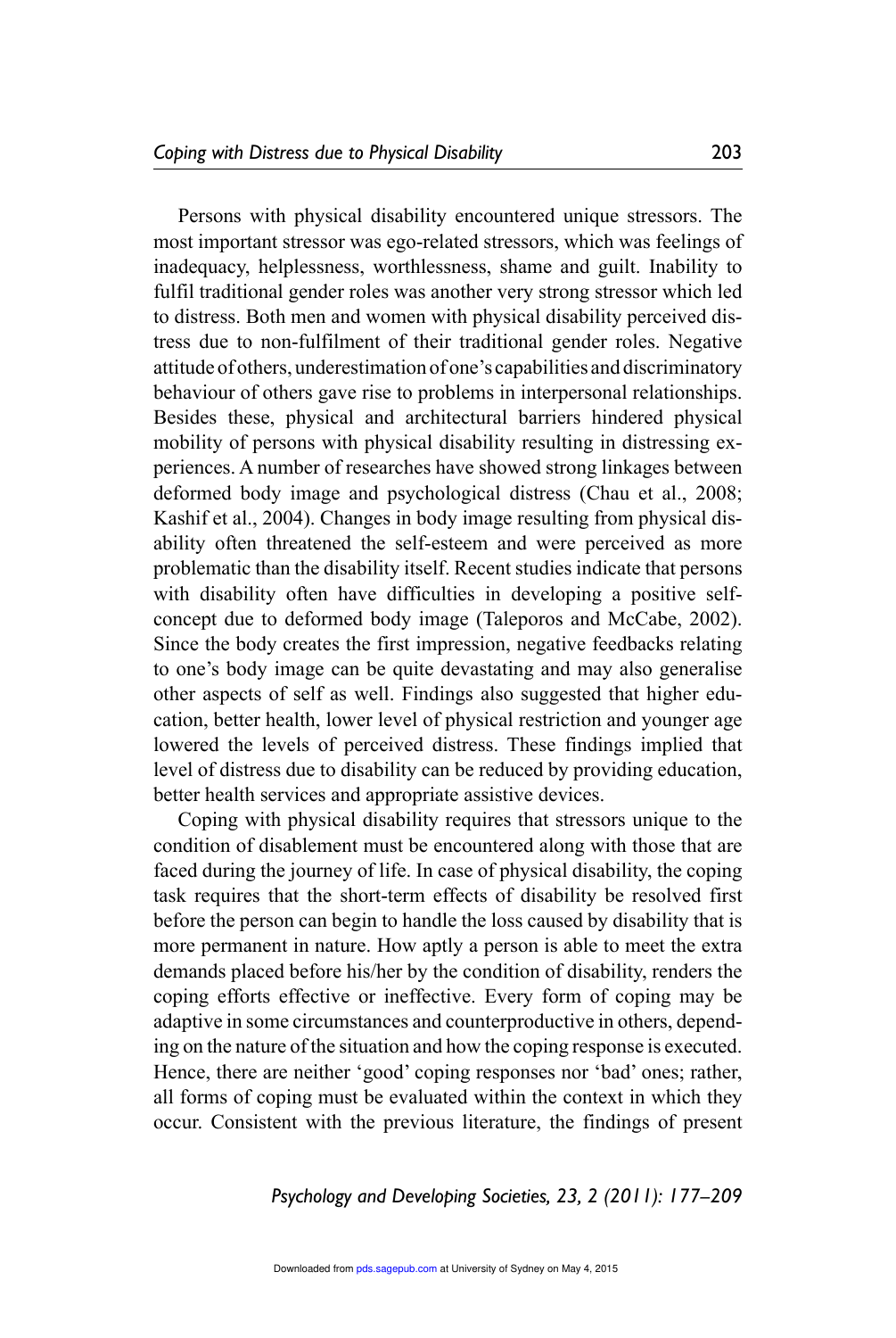Persons with physical disability encountered unique stressors. The most important stressor was ego-related stressors, which was feelings of inadequacy, helplessness, worthlessness, shame and guilt. Inability to fulfil traditional gender roles was another very strong stressor which led to distress. Both men and women with physical disability perceived distress due to non-fulfilment of their traditional gender roles. Negative attitude of others, underestimation of one's capabilities and discriminatory behaviour of others gave rise to problems in interpersonal relationships. Besides these, physical and architectural barriers hindered physical mobility of persons with physical disability resulting in distressing experiences. A number of researches have showed strong linkages between deformed body image and psychological distress (Chau et al., 2008; Kashif et al., 2004). Changes in body image resulting from physical disability often threatened the self-esteem and were perceived as more problematic than the disability itself. Recent studies indicate that persons with disability often have difficulties in developing a positive self-concept due to deformed body image (Taleporos and McCabe, 2002). Since the body creates the first impression, negative feedbacks relating to one's body image can be quite devastating and may also generalise other aspects of self as well. Findings also suggested that higher education, better health, lower level of physical restriction and younger age lowered the levels of perceived distress. These findings implied that level of distress due to disability can be reduced by providing education, better health services and appropriate assistive devices.

Coping with physical disability requires that stressors unique to the condition of disablement must be encountered along with those that are faced during the journey of life. In case of physical disability, the coping task requires that the short-term effects of disability be resolved first before the person can begin to handle the loss caused by disability that is more permanent in nature. How aptly a person is able to meet the extra demands placed before his/her by the condition of disability, renders the coping efforts effective or ineffective. Every form of coping may be adaptive in some circumstances and counterproductive in others, depending on the nature of the situation and how the coping response is executed. Hence, there are neither 'good' coping responses nor 'bad' ones; rather, all forms of coping must be evaluated within the context in which they occur. Consistent with the previous literature, the findings of present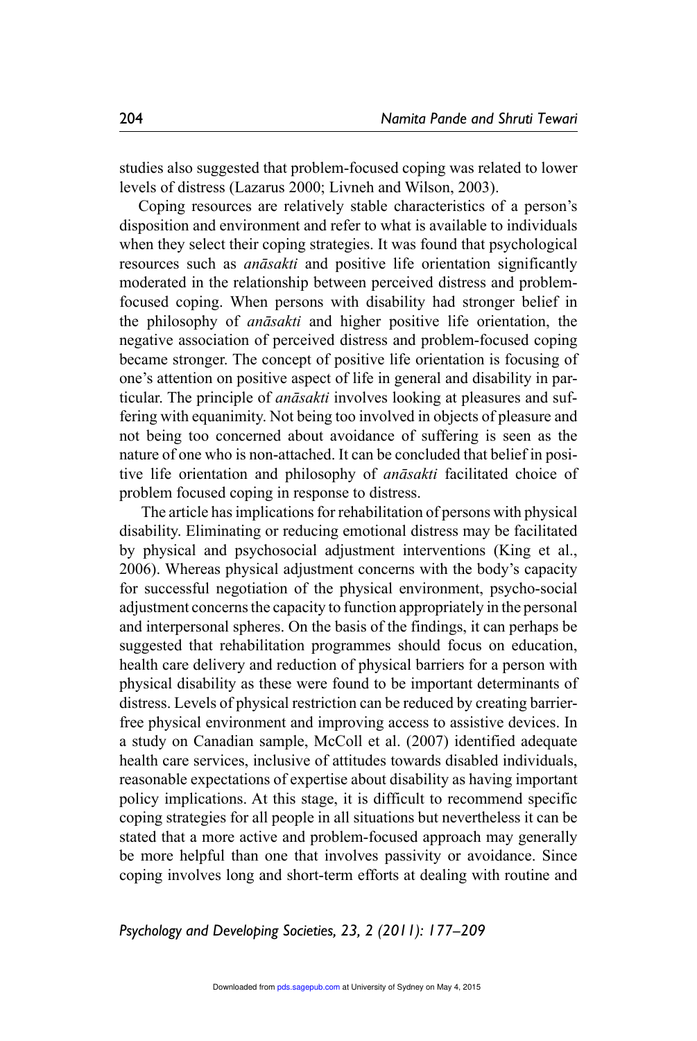studies also suggested that problem-focused coping was related to lower levels of distress (Lazarus 2000; Livneh and Wilson, 2003).

Coping resources are relatively stable characteristics of a person's disposition and environment and refer to what is available to individuals when they select their coping strategies. It was found that psychological resources such as *anāsakti* and positive life orientation significantly moderated in the relationship between perceived distress and problem-focused coping. When persons with disability had stronger belief in the philosophy of *anāsakti* and higher positive life orientation, the negative association of perceived distress and problem-focused coping became stronger. The concept of positive life orientation is focusing of one's attention on positive aspect of life in general and disability in particular. The principle of *anāsakti* involves looking at pleasures and suffering with equanimity. Not being too involved in objects of pleasure and not being too concerned about avoidance of suffering is seen as the nature of one who is non-attached. It can be concluded that belief in positive life orientation and philosophy of *anāsakti* facilitated choice of problem focused coping in response to distress.

The article has implications for rehabilitation of persons with physical disability. Eliminating or reducing emotional distress may be facilitated by physical and psychosocial adjustment interventions (King et al., 2006). Whereas physical adjustment concerns with the body's capacity for successful negotiation of the physical environment, psycho-social adjustment concerns the capacity to function appropriately in the personal and interpersonal spheres. On the basis of the findings, it can perhaps be suggested that rehabilitation programmes should focus on education, health care delivery and reduction of physical barriers for a person with physical disability as these were found to be important determinants of distress. Levels of physical restriction can be reduced by creating barrier-free physical environment and improving access to assistive devices. In a study on Canadian sample, McColl et al. (2007) identified adequate health care services, inclusive of attitudes towards disabled individuals, reasonable expectations of expertise about disability as having important policy implications. At this stage, it is difficult to recommend specific coping strategies for all people in all situations but nevertheless it can be stated that a more active and problem-focused approach may generally be more helpful than one that involves passivity or avoidance. Since coping involves long and short-term efforts at dealing with routine and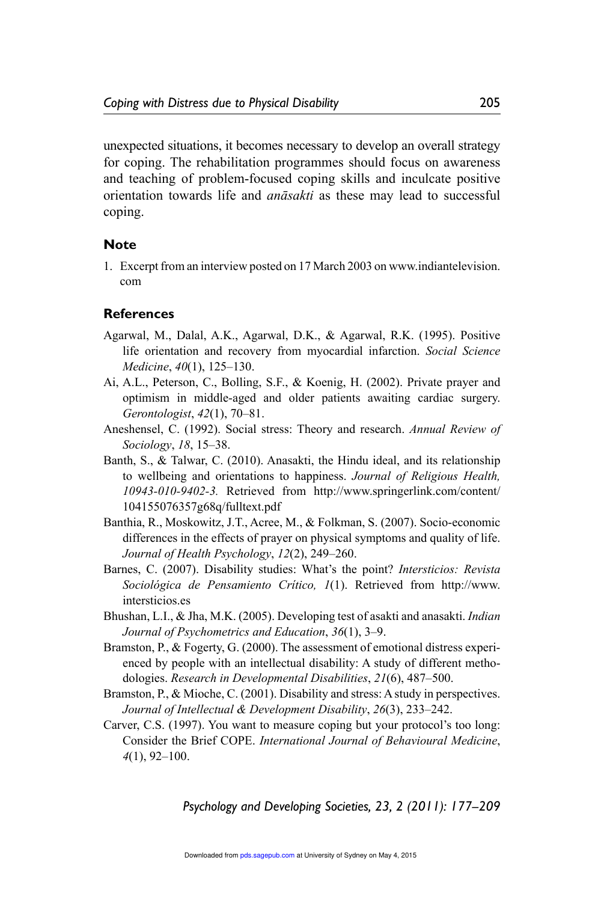unexpected situations, it becomes necessary to develop an overall strategy for coping. The rehabilitation programmes should focus on awareness and teaching of problem-focused coping skills and inculcate positive orientation towards life and *anāsakti* as these may lead to successful coping.

## Note

1. Excerpt from an interview posted on 17 March 2003 on www.indiantelevision.com

## References

Agarwal, M., Dalal, A.K., Agarwal, D.K., & Agarwal, R.K. (1995). Positive life orientation and recovery from myocardial infarction. *Social Science Medicine*, *40*(1), 125–130.

Ai, A.L., Peterson, C., Bolling, S.F., & Koenig, H. (2002). Private prayer and optimism in middle-aged and older patients awaiting cardiac surgery. *Gerontologist*, *42*(1), 70–81.

Aneshensel, C. (1992). Social stress: Theory and research. *Annual Review of Sociology*, *18*, 15–38.

Banth, S., & Talwar, C. (2010). Anasakti, the Hindu ideal, and its relationship to wellbeing and orientations to happiness. *Journal of Religious Health, 10943-010-9402-3.* Retrieved from http://www.springerlink.com/content/104155076357g68q/fulltext.pdf

Banthia, R., Moskowitz, J.T., Acree, M., & Folkman, S. (2007). Socio-economic differences in the effects of prayer on physical symptoms and quality of life. *Journal of Health Psychology*, *12*(2), 249–260.

Barnes, C. (2007). Disability studies: What's the point? *Intersticios: Revista Sociológica de Pensamiento Crítico, 1*(1). Retrieved from http://www.intersticios.es

Bhushan, L.I., & Jha, M.K. (2005). Developing test of asakti and anasakti. *Indian Journal of Psychometrics and Education*, *36*(1), 3–9.

Bramston, P., & Fogerty, G. (2000). The assessment of emotional distress experienced by people with an intellectual disability: A study of different methodologies. *Research in Developmental Disabilities*, *21*(6), 487–500.

Bramston, P., & Mioche, C. (2001). Disability and stress: A study in perspectives. *Journal of Intellectual & Development Disability*, *26*(3), 233–242.

Carver, C.S. (1997). You want to measure coping but your protocol's too long: Consider the Brief COPE. *International Journal of Behavioural Medicine*, *4*(1), 92–100.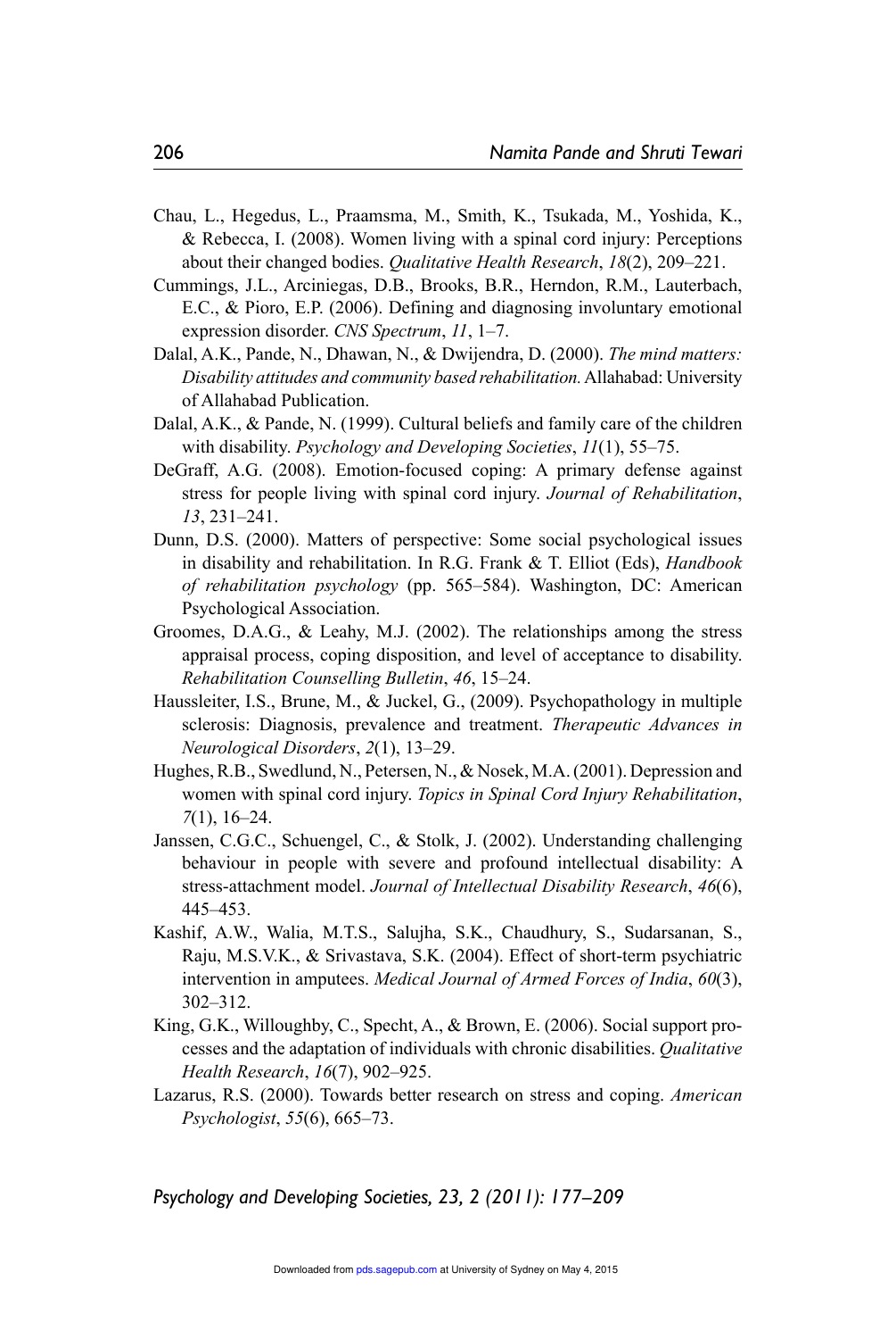Chau, L., Hegedus, L., Praamsma, M., Smith, K., Tsukada, M., Yoshida, K., & Rebecca, I. (2008). Women living with a spinal cord injury: Perceptions about their changed bodies. *Qualitative Health Research*, *18*(2), 209–221.

Cummings, J.L., Arciniegas, D.B., Brooks, B.R., Herndon, R.M., Lauterbach, E.C., & Pioro, E.P. (2006). Defining and diagnosing involuntary emotional expression disorder. *CNS Spectrum*, *11*, 1–7.

Dalal, A.K., Pande, N., Dhawan, N., & Dwijendra, D. (2000). *The mind matters: Disability attitudes and community based rehabilitation.* Allahabad: University of Allahabad Publication.

Dalal, A.K., & Pande, N. (1999). Cultural beliefs and family care of the children with disability. *Psychology and Developing Societies*, *11*(1), 55–75.

DeGraff, A.G. (2008). Emotion-focused coping: A primary defense against stress for people living with spinal cord injury. *Journal of Rehabilitation*, *13*, 231–241.

Dunn, D.S. (2000). Matters of perspective: Some social psychological issues in disability and rehabilitation. In R.G. Frank & T. Elliot (Eds), *Handbook of rehabilitation psychology* (pp. 565–584). Washington, DC: American Psychological Association.

Groomes, D.A.G., & Leahy, M.J. (2002). The relationships among the stress appraisal process, coping disposition, and level of acceptance to disability. *Rehabilitation Counselling Bulletin*, *46*, 15–24.

Haussleiter, I.S., Brune, M., & Juckel, G., (2009). Psychopathology in multiple sclerosis: Diagnosis, prevalence and treatment. *Therapeutic Advances in Neurological Disorders*, *2*(1), 13–29.

Hughes, R.B., Swedlund, N., Petersen, N., & Nosek, M.A. (2001). Depression and women with spinal cord injury. *Topics in Spinal Cord Injury Rehabilitation*, *7*(1), 16–24.

Janssen, C.G.C., Schuengel, C., & Stolk, J. (2002). Understanding challenging behaviour in people with severe and profound intellectual disability: A stress-attachment model. *Journal of Intellectual Disability Research*, *46*(6), 445–453.

Kashif, A.W., Walia, M.T.S., Salujha, S.K., Chaudhury, S., Sudarsanan, S., Raju, M.S.V.K., & Srivastava, S.K. (2004). Effect of short-term psychiatric intervention in amputees. *Medical Journal of Armed Forces of India*, *60*(3), 302–312.

King, G.K., Willoughby, C., Specht, A., & Brown, E. (2006). Social support processes and the adaptation of individuals with chronic disabilities. *Qualitative Health Research*, *16*(7), 902–925.

Lazarus, R.S. (2000). Towards better research on stress and coping. *American Psychologist*, *55*(6), 665–73.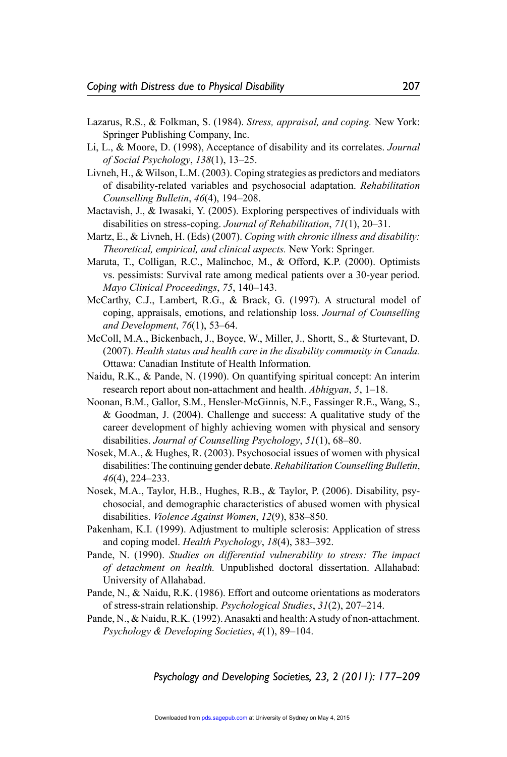Lazarus, R.S., & Folkman, S. (1984). *Stress, appraisal, and coping.* New York: Springer Publishing Company, Inc.

Li, L., & Moore, D. (1998), Acceptance of disability and its correlates. *Journal of Social Psychology*, *138*(1), 13–25.

Livneh, H., & Wilson, L.M. (2003). Coping strategies as predictors and mediators of disability-related variables and psychosocial adaptation. *Rehabilitation Counselling Bulletin*, *46*(4), 194–208.

Mactavish, J., & Iwasaki, Y. (2005). Exploring perspectives of individuals with disabilities on stress-coping. *Journal of Rehabilitation*, *71*(1), 20–31.

Martz, E., & Livneh, H. (Eds) (2007). *Coping with chronic illness and disability: Theoretical, empirical, and clinical aspects.* New York: Springer.

Maruta, T., Colligan, R.C., Malinchoc, M., & Offord, K.P. (2000). Optimists vs. pessimists: Survival rate among medical patients over a 30-year period. *Mayo Clinical Proceedings*, *75*, 140–143.

McCarthy, C.J., Lambert, R.G., & Brack, G. (1997). A structural model of coping, appraisals, emotions, and relationship loss. *Journal of Counselling and Development*, *76*(1), 53–64.

McColl, M.A., Bickenbach, J., Boyce, W., Miller, J., Shortt, S., & Sturtevant, D. (2007). *Health status and health care in the disability community in Canada.* Ottawa: Canadian Institute of Health Information.

Naidu, R.K., & Pande, N. (1990). On quantifying spiritual concept: An interim research report about non-attachment and health. *Abhigyan*, *5*, 1–18.

Noonan, B.M., Gallor, S.M., Hensler-McGinnis, N.F., Fassinger R.E., Wang, S., & Goodman, J. (2004). Challenge and success: A qualitative study of the career development of highly achieving women with physical and sensory disabilities. *Journal of Counselling Psychology*, *51*(1), 68–80.

Nosek, M.A., & Hughes, R. (2003). Psychosocial issues of women with physical disabilities: The continuing gender debate. *Rehabilitation Counselling Bulletin*, *46*(4), 224–233.

Nosek, M.A., Taylor, H.B., Hughes, R.B., & Taylor, P. (2006). Disability, psychosocial, and demographic characteristics of abused women with physical disabilities. *Violence Against Women*, *12*(9), 838–850.

Pakenham, K.I. (1999). Adjustment to multiple sclerosis: Application of stress and coping model. *Health Psychology*, *18*(4), 383–392.

Pande, N. (1990). *Studies on differential vulnerability to stress: The impact of detachment on health.* Unpublished doctoral dissertation. Allahabad: University of Allahabad.

Pande, N., & Naidu, R.K. (1986). Effort and outcome orientations as moderators of stress-strain relationship. *Psychological Studies*, *31*(2), 207–214.

Pande, N., & Naidu, R.K. (1992). Anasakti and health: A study of non-attachment. *Psychology & Developing Societies*, *4*(1), 89–104.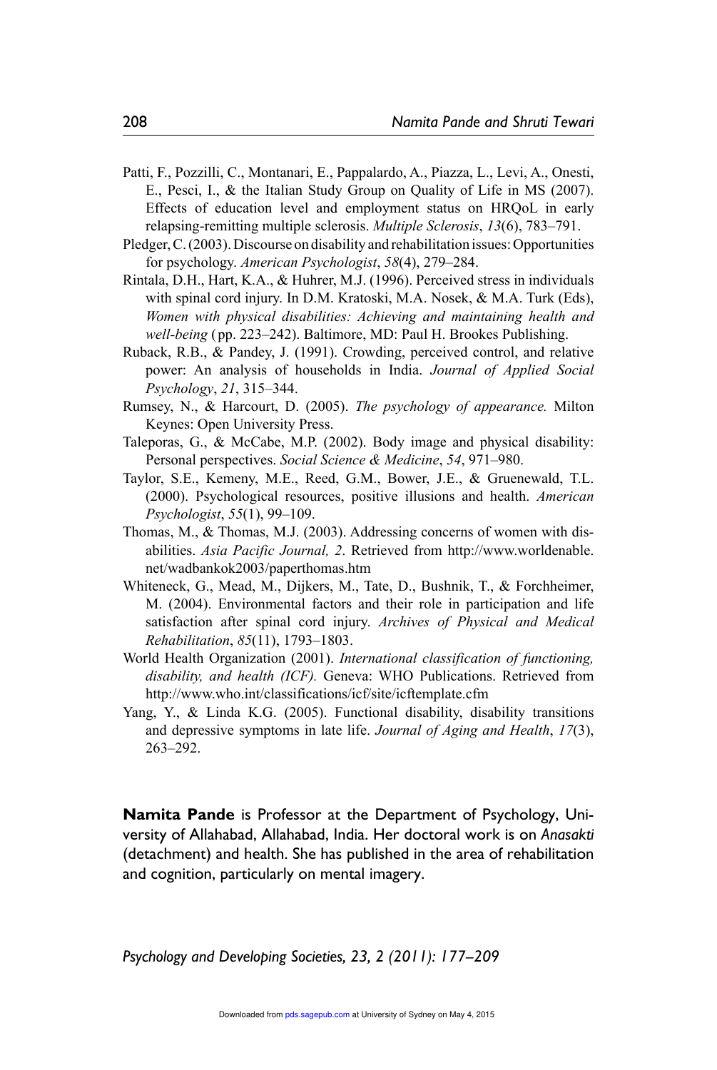Patti, F., Pozzilli, C., Montanari, E., Pappalardo, A., Piazza, L., Levi, A., Onesti, E., Pesci, I., & the Italian Study Group on Quality of Life in MS (2007). Effects of education level and employment status on HRQoL in early relapsing-remitting multiple sclerosis. *Multiple Sclerosis*, *13*(6), 783–791.

Pledger, C. (2003). Discourse on disability and rehabilitation issues: Opportunities for psychology. *American Psychologist*, *58*(4), 279–284.

Rintala, D.H., Hart, K.A., & Huhrer, M.J. (1996). Perceived stress in individuals with spinal cord injury. In D.M. Kratoski, M.A. Nosek, & M.A. Turk (Eds), *Women with physical disabilities: Achieving and maintaining health and well-being* ( pp. 223–242). Baltimore, MD: Paul H. Brookes Publishing.

Ruback, R.B., & Pandey, J. (1991). Crowding, perceived control, and relative power: An analysis of households in India. *Journal of Applied Social Psychology*, *21*, 315–344.

Rumsey, N., & Harcourt, D. (2005). *The psychology of appearance.* Milton Keynes: Open University Press.

Taleporas, G., & McCabe, M.P. (2002). Body image and physical disability: Personal perspectives. *Social Science & Medicine*, *54*, 971–980.

Taylor, S.E., Kemeny, M.E., Reed, G.M., Bower, J.E., & Gruenewald, T.L. (2000). Psychological resources, positive illusions and health. *American Psychologist*, *55*(1), 99–109.

Thomas, M., & Thomas, M.J. (2003). Addressing concerns of women with disabilities. *Asia Pacific Journal, 2*. Retrieved from http://www.worldenable.net/wadbankok2003/paperthomas.htm

Whiteneck, G., Mead, M., Dijkers, M., Tate, D., Bushnik, T., & Forchheimer, M. (2004). Environmental factors and their role in participation and life satisfaction after spinal cord injury. *Archives of Physical and Medical Rehabilitation*, *85*(11), 1793–1803.

World Health Organization (2001). *International classification of functioning, disability, and health (ICF).* Geneva: WHO Publications. Retrieved from http://www.who.int/classifications/icf/site/icftemplate.cfm

Yang, Y., & Linda K.G. (2005). Functional disability, disability transitions and depressive symptoms in late life. *Journal of Aging and Health*, *17*(3), 263–292.

**Namita Pande** is Professor at the Department of Psychology, University of Allahabad, Allahabad, India. Her doctoral work is on *Anasakti* (detachment) and health. She has published in the area of rehabilitation and cognition, particularly on mental imagery.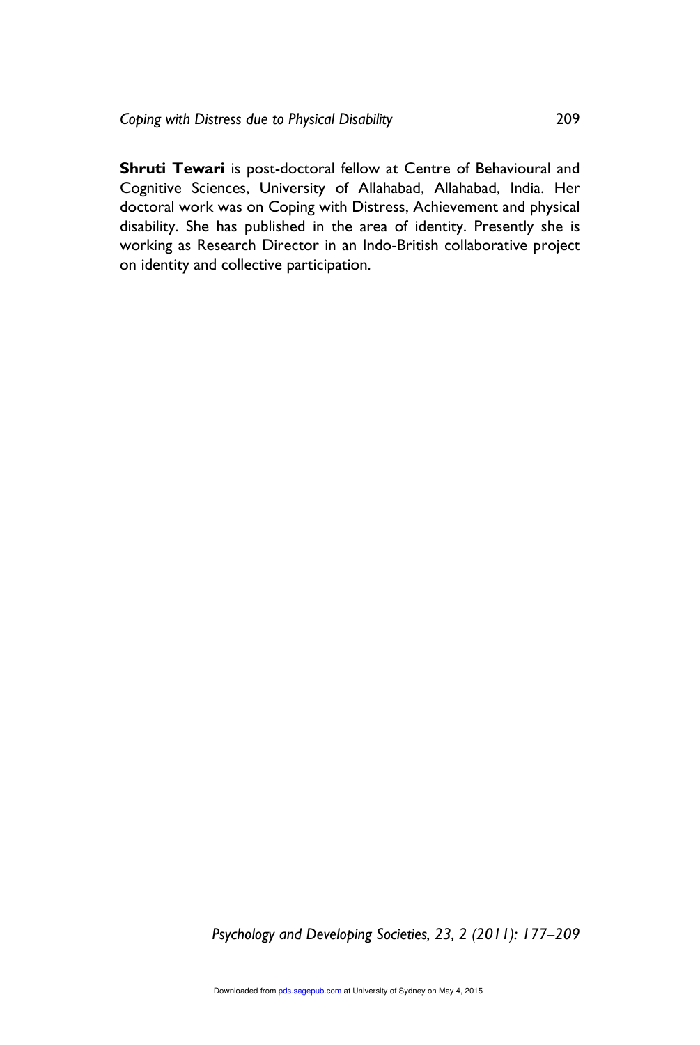**Shruti Tewari** is post-doctoral fellow at Centre of Behavioural and Cognitive Sciences, University of Allahabad, Allahabad, India. Her doctoral work was on Coping with Distress, Achievement and physical disability. She has published in the area of identity. Presently she is working as Research Director in an Indo-British collaborative project on identity and collective participation.